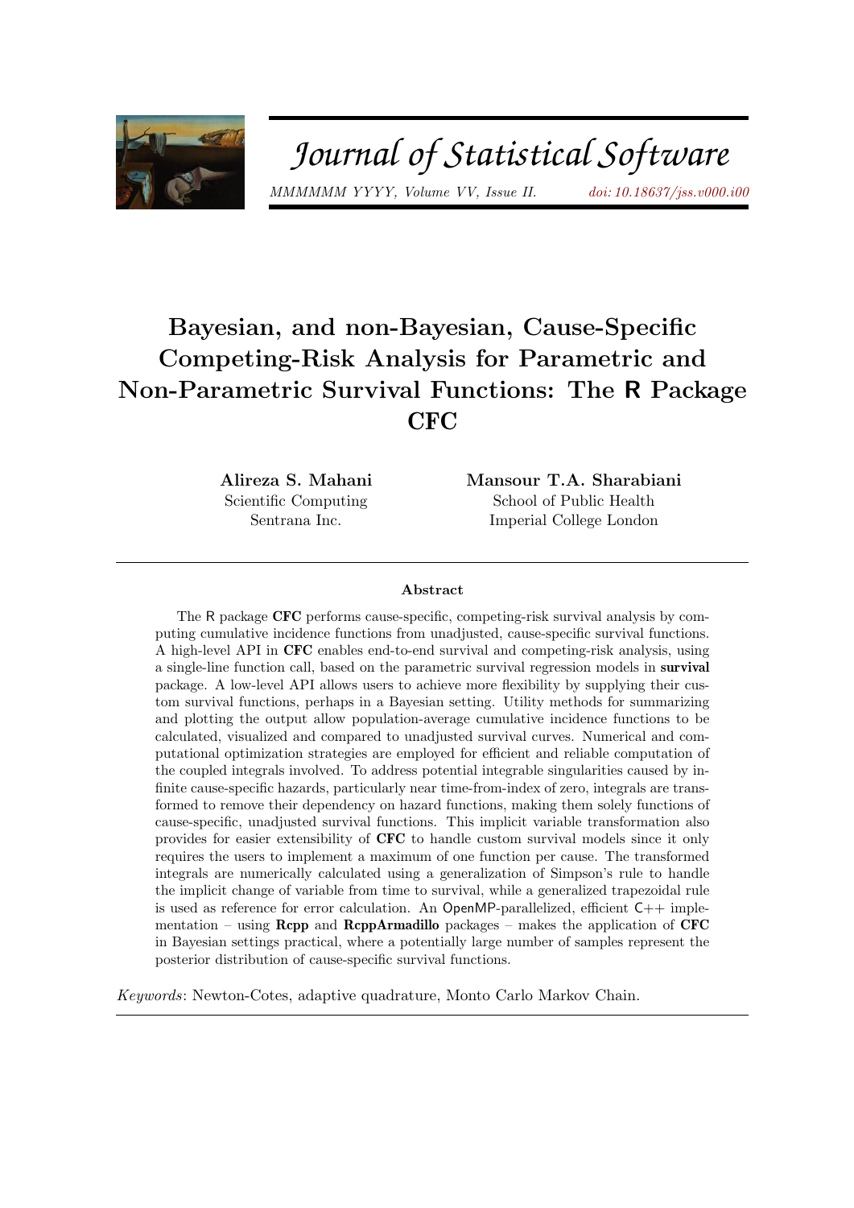# Bayesian, and non-Bayesian, Cause-Specific Competing-Risk Analysis for Parametric and Non-Parametric Survival Functions: The R Package CFC

**Alireza S. Mahani**
Scientific Computing
Sentrana Inc.

**Mansour T.A. Sharabiani**
School of Public Health
Imperial College London

## Abstract

The R package **CFC** performs cause-specific, competing-risk survival analysis by computing cumulative incidence functions from unadjusted, cause-specific survival functions. A high-level API in **CFC** enables end-to-end survival and competing-risk analysis, using a single-line function call, based on the parametric survival regression models in **survival** package. A low-level API allows users to achieve more flexibility by supplying their custom survival functions, perhaps in a Bayesian setting. Utility methods for summarizing and plotting the output allow population-average cumulative incidence functions to be calculated, visualized and compared to unadjusted survival curves. Numerical and computational optimization strategies are employed for efficient and reliable computation of the coupled integrals involved. To address potential integrable singularities caused by infinite cause-specific hazards, particularly near time-from-index of zero, integrals are transformed to remove their dependency on hazard functions, making them solely functions of cause-specific, unadjusted survival functions. This implicit variable transformation also provides for easier extensibility of **CFC** to handle custom survival models since it only requires the users to implement a maximum of one function per cause. The transformed integrals are numerically calculated using a generalization of Simpson's rule to handle the implicit change of variable from time to survival, while a generalized trapezoidal rule is used as reference for error calculation. An OpenMP-parallelized, efficient C++ implementation – using **Rcpp** and **RcppArmadillo** packages – makes the application of **CFC** in Bayesian settings practical, where a potentially large number of samples represent the posterior distribution of cause-specific survival functions.

*Keywords*: Newton-Cotes, adaptive quadrature, Monto Carlo Markov Chain.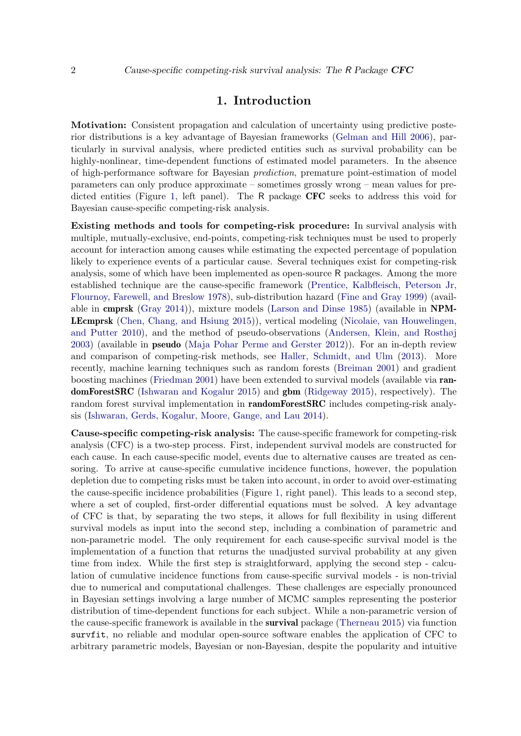# 1. Introduction

**Motivation:** Consistent propagation and calculation of uncertainty using predictive posterior distributions is a key advantage of Bayesian frameworks (Gelman and Hill 2006), particularly in survival analysis, where predicted entities such as survival probability can be highly-nonlinear, time-dependent functions of estimated model parameters. In the absence of high-performance software for Bayesian *prediction*, premature point-estimation of model parameters can only produce approximate – sometimes grossly wrong – mean values for predicted entities (Figure 1, left panel). The R package **CFC** seeks to address this void for Bayesian cause-specific competing-risk analysis.

**Existing methods and tools for competing-risk procedure:** In survival analysis with multiple, mutually-exclusive, end-points, competing-risk techniques must be used to properly account for interaction among causes while estimating the expected percentage of population likely to experience events of a particular cause. Several techniques exist for competing-risk analysis, some of which have been implemented as open-source R packages. Among the more established technique are the cause-specific framework (Prentice, Kalbfleisch, Peterson Jr, Flournoy, Farewell, and Breslow 1978), sub-distribution hazard (Fine and Gray 1999) (available in **cmprsk** (Gray 2014)), mixture models (Larson and Dinse 1985) (available in **NPMLEcmprsk** (Chen, Chang, and Hsiung 2015)), vertical modeling (Nicolaie, van Houwelingen, and Putter 2010), and the method of pseudo-observations (Andersen, Klein, and Rosthøj 2003) (available in **pseudo** (Maja Pohar Perme and Gerster 2012)). For an in-depth review and comparison of competing-risk methods, see Haller, Schmidt, and Ulm (2013). More recently, machine learning techniques such as random forests (Breiman 2001) and gradient boosting machines (Friedman 2001) have been extended to survival models (available via **randomForestSRC** (Ishwaran and Kogalur 2015) and **gbm** (Ridgeway 2015), respectively). The random forest survival implementation in **randomForestSRC** includes competing-risk analysis (Ishwaran, Gerds, Kogalur, Moore, Gange, and Lau 2014).

**Cause-specific competing-risk analysis:** The cause-specific framework for competing-risk analysis (CFC) is a two-step process. First, independent survival models are constructed for each cause. In each cause-specific model, events due to alternative causes are treated as censoring. To arrive at cause-specific cumulative incidence functions, however, the population depletion due to competing risks must be taken into account, in order to avoid over-estimating the cause-specific incidence probabilities (Figure 1, right panel). This leads to a second step, where a set of coupled, first-order differential equations must be solved. A key advantage of CFC is that, by separating the two steps, it allows for full flexibility in using different survival models as input into the second step, including a combination of parametric and non-parametric model. The only requirement for each cause-specific survival model is the implementation of a function that returns the unadjusted survival probability at any given time from index. While the first step is straightforward, applying the second step - calculation of cumulative incidence functions from cause-specific survival models - is non-trivial due to numerical and computational challenges. These challenges are especially pronounced in Bayesian settings involving a large number of MCMC samples representing the posterior distribution of time-dependent functions for each subject. While a non-parametric version of the cause-specific framework is available in the **survival** package (Therneau 2015) via function `survfit`, no reliable and modular open-source software enables the application of CFC to arbitrary parametric models, Bayesian or non-Bayesian, despite the popularity and intuitive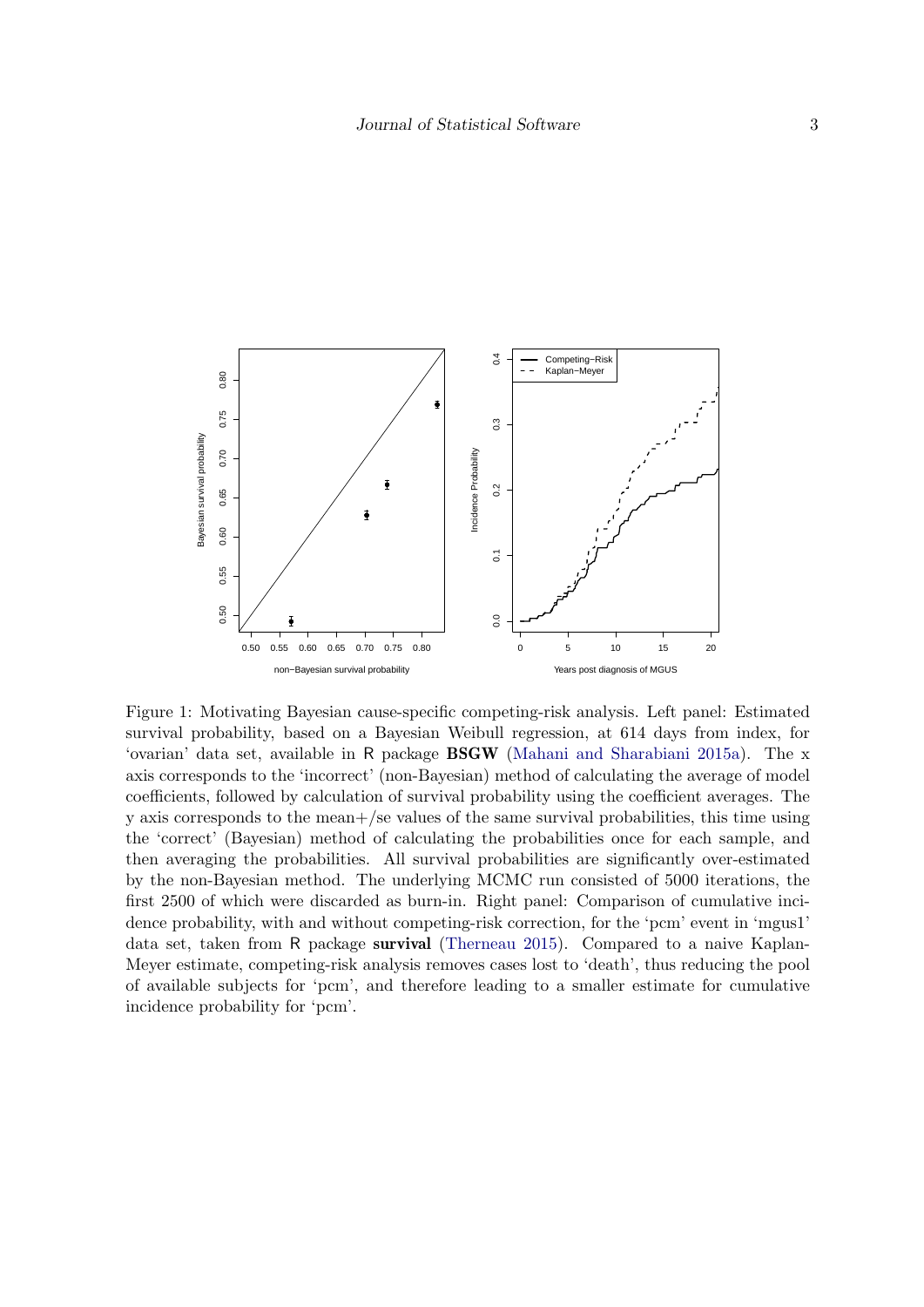Figure 1: Motivating Bayesian cause-specific competing-risk analysis. Left panel: Estimated survival probability, based on a Bayesian Weibull regression, at 614 days from index, for 'ovarian' data set, available in R package **BSGW** (Mahani and Sharabiani 2015a). The x axis corresponds to the 'incorrect' (non-Bayesian) method of calculating the average of model coefficients, followed by calculation of survival probability using the coefficient averages. The y axis corresponds to the mean+/se values of the same survival probabilities, this time using the 'correct' (Bayesian) method of calculating the probabilities once for each sample, and then averaging the probabilities. All survival probabilities are significantly over-estimated by the non-Bayesian method. The underlying MCMC run consisted of 5000 iterations, the first 2500 of which were discarded as burn-in. Right panel: Comparison of cumulative incidence probability, with and without competing-risk correction, for the 'pcm' event in 'mgus1' data set, taken from R package **survival** (Therneau 2015). Compared to a naive Kaplan-Meyer estimate, competing-risk analysis removes cases lost to 'death', thus reducing the pool of available subjects for 'pcm', and therefore leading to a smaller estimate for cumulative incidence probability for 'pcm'.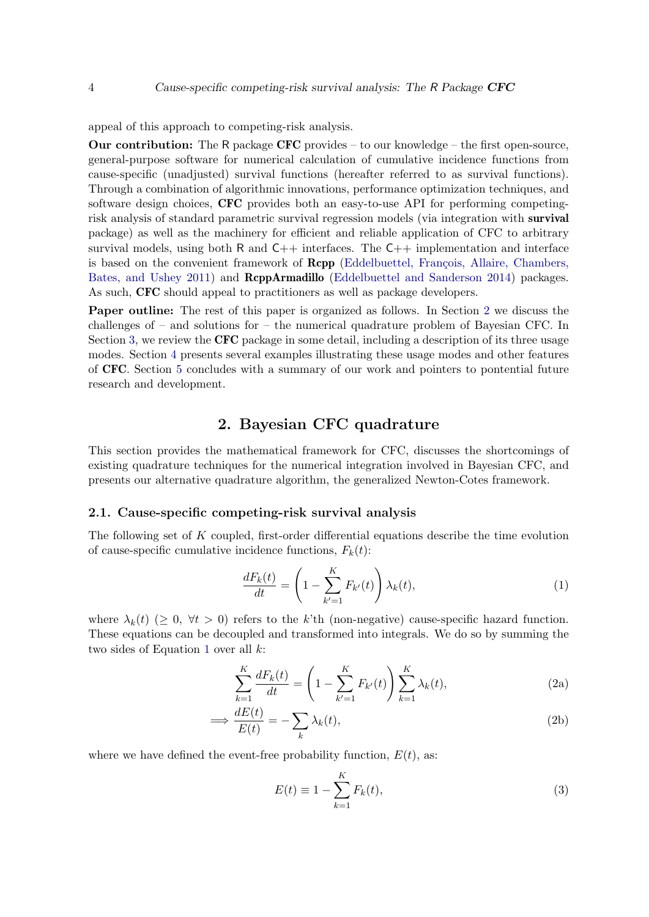appeal of this approach to competing-risk analysis.

**Our contribution:** The R package **CFC** provides – to our knowledge – the first open-source, general-purpose software for numerical calculation of cumulative incidence functions from cause-specific (unadjusted) survival functions (hereafter referred to as survival functions). Through a combination of algorithmic innovations, performance optimization techniques, and software design choices, **CFC** provides both an easy-to-use API for performing competing-risk analysis of standard parametric survival regression models (via integration with **survival** package) as well as the machinery for efficient and reliable application of CFC to arbitrary survival models, using both R and C++ interfaces. The C++ implementation and interface is based on the convenient framework of **Rcpp** (Eddelbuettel, François, Allaire, Chambers, Bates, and Ushey 2011) and **RcppArmadillo** (Eddelbuettel and Sanderson 2014) packages. As such, **CFC** should appeal to practitioners as well as package developers.

**Paper outline:** The rest of this paper is organized as follows. In Section 2 we discuss the challenges of – and solutions for – the numerical quadrature problem of Bayesian CFC. In Section 3, we review the **CFC** package in some detail, including a description of its three usage modes. Section 4 presents several examples illustrating these usage modes and other features of **CFC**. Section 5 concludes with a summary of our work and pointers to pontential future research and development.

## 2. Bayesian CFC quadrature

This section provides the mathematical framework for CFC, discusses the shortcomings of existing quadrature techniques for the numerical integration involved in Bayesian CFC, and presents our alternative quadrature algorithm, the generalized Newton-Cotes framework.

### 2.1. Cause-specific competing-risk survival analysis

The following set of $K$ coupled, first-order differential equations describe the time evolution of cause-specific cumulative incidence functions, $F_k(t)$:

$$\frac{dF_k(t)}{dt} = \left(1 - \sum_{k'=1}^{K} F_{k'}(t)\right) \lambda_k(t), \tag{1}$$

where $\lambda_k(t)$ ($\geq 0, \; \forall t > 0$) refers to the $k$'th (non-negative) cause-specific hazard function. These equations can be decoupled and transformed into integrals. We do so by summing the two sides of Equation 1 over all $k$:

$$\sum_{k=1}^{K} \frac{dF_k(t)}{dt} = \left(1 - \sum_{k'=1}^{K} F_{k'}(t)\right) \sum_{k=1}^{K} \lambda_k(t), \tag{2a}$$

$$\Longrightarrow \frac{dE(t)}{E(t)} = -\sum_{k} \lambda_k(t), \tag{2b}$$

where we have defined the event-free probability function, $E(t)$, as:

$$E(t) \equiv 1 - \sum_{k=1}^{K} F_k(t), \tag{3}$$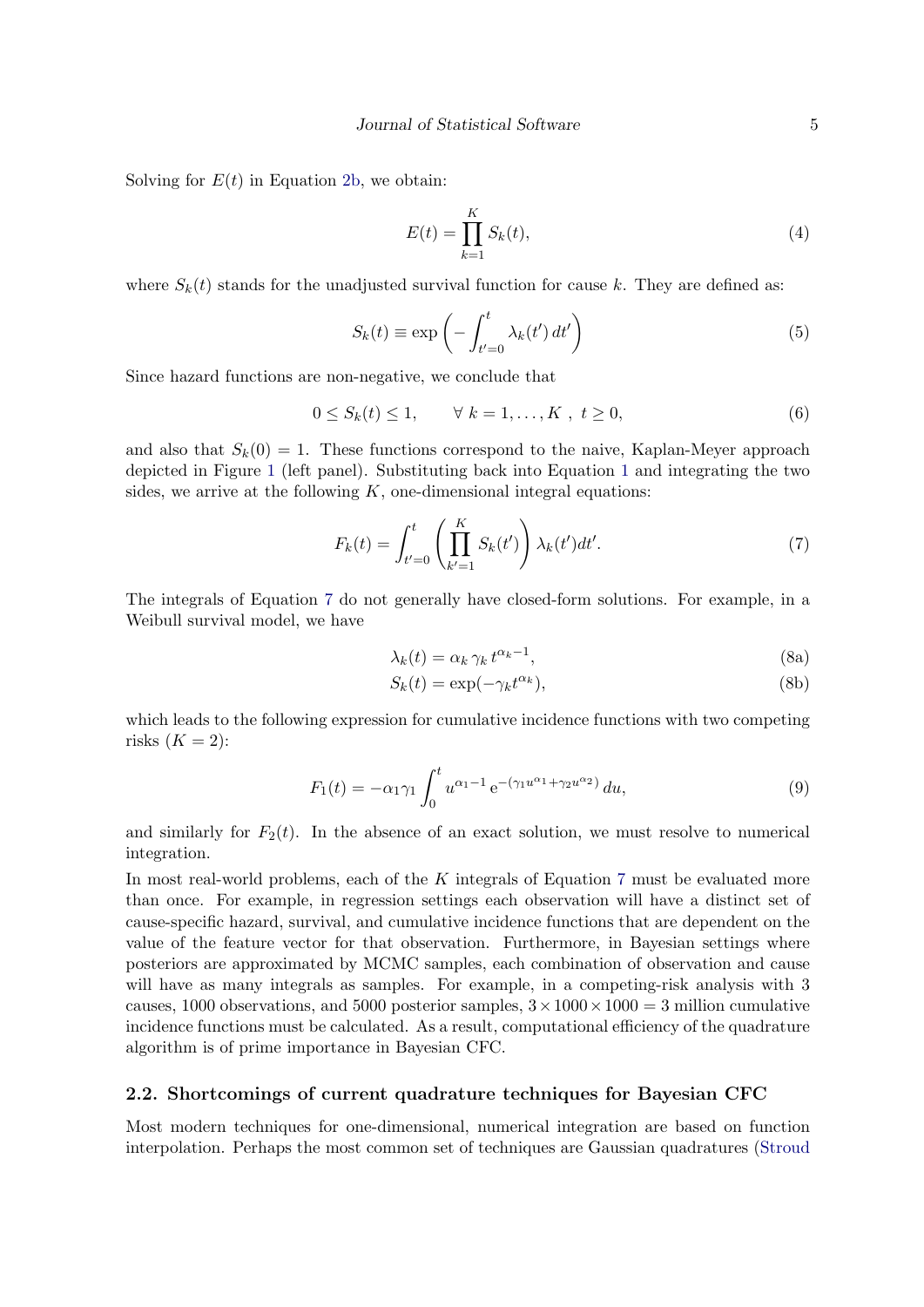Solving for $E(t)$ in Equation 2b, we obtain:

$$E(t) = \prod_{k=1}^{K} S_k(t), \tag{4}$$

where $S_k(t)$ stands for the unadjusted survival function for cause $k$. They are defined as:

$$S_k(t) \equiv \exp\left(-\int_{t'=0}^{t} \lambda_k(t')\, dt'\right) \tag{5}$$

Since hazard functions are non-negative, we conclude that

$$0 \leq S_k(t) \leq 1, \qquad \forall\ k = 1, \ldots, K\ ,\ t \geq 0, \tag{6}$$

and also that $S_k(0) = 1$. These functions correspond to the naive, Kaplan-Meyer approach depicted in Figure 1 (left panel). Substituting back into Equation 1 and integrating the two sides, we arrive at the following $K$, one-dimensional integral equations:

$$F_k(t) = \int_{t'=0}^{t} \left(\prod_{k'=1}^{K} S_k(t')\right) \lambda_k(t') dt'. \tag{7}$$

The integrals of Equation 7 do not generally have closed-form solutions. For example, in a Weibull survival model, we have

$$\lambda_k(t) = \alpha_k\, \gamma_k\, t^{\alpha_k - 1}, \tag{8a}$$

$$S_k(t) = \exp(-\gamma_k t^{\alpha_k}), \tag{8b}$$

which leads to the following expression for cumulative incidence functions with two competing risks ($K = 2$):

$$F_1(t) = -\alpha_1 \gamma_1 \int_0^t u^{\alpha_1 - 1}\, \mathrm{e}^{-(\gamma_1 u^{\alpha_1} + \gamma_2 u^{\alpha_2})}\, du, \tag{9}$$

and similarly for $F_2(t)$. In the absence of an exact solution, we must resolve to numerical integration.

In most real-world problems, each of the $K$ integrals of Equation 7 must be evaluated more than once. For example, in regression settings each observation will have a distinct set of cause-specific hazard, survival, and cumulative incidence functions that are dependent on the value of the feature vector for that observation. Furthermore, in Bayesian settings where posteriors are approximated by MCMC samples, each combination of observation and cause will have as many integrals as samples. For example, in a competing-risk analysis with 3 causes, 1000 observations, and 5000 posterior samples, $3 \times 1000 \times 1000 = 3$ million cumulative incidence functions must be calculated. As a result, computational efficiency of the quadrature algorithm is of prime importance in Bayesian CFC.

### 2.2. Shortcomings of current quadrature techniques for Bayesian CFC

Most modern techniques for one-dimensional, numerical integration are based on function interpolation. Perhaps the most common set of techniques are Gaussian quadratures (Stroud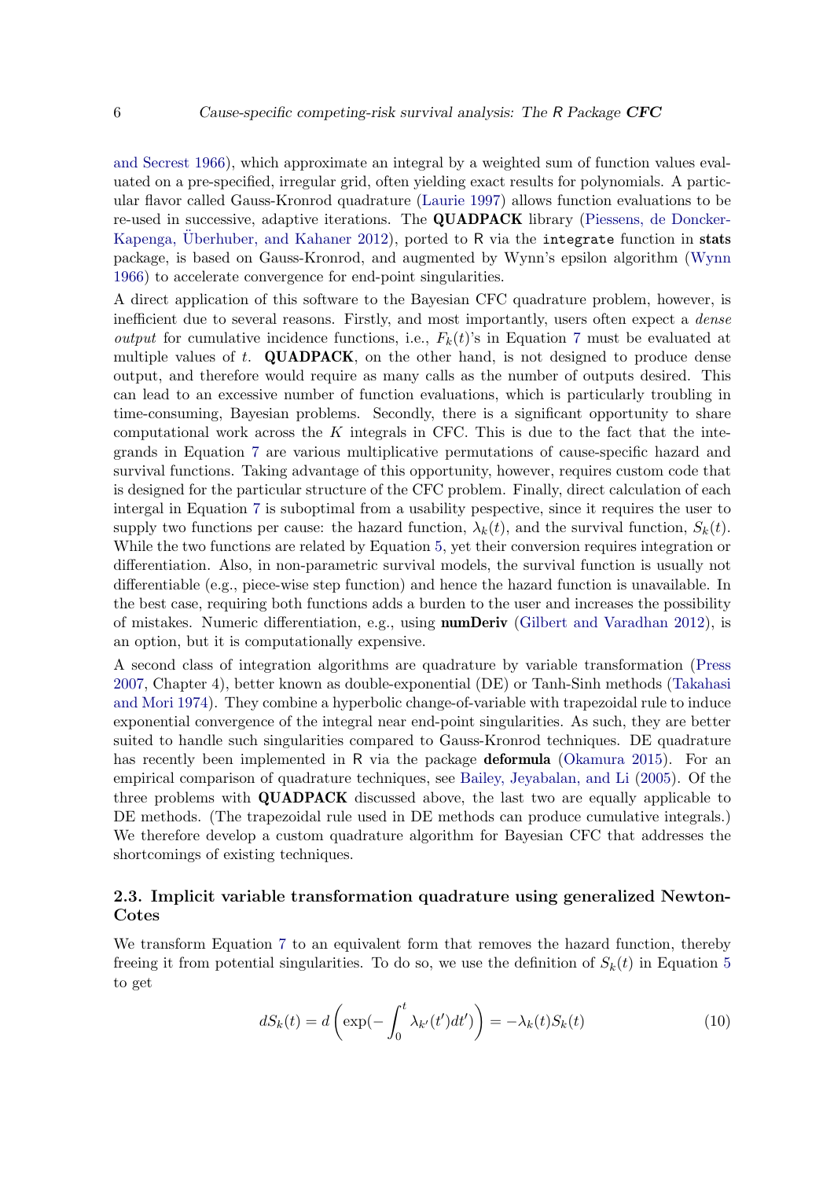and Secrest 1966), which approximate an integral by a weighted sum of function values evaluated on a pre-specified, irregular grid, often yielding exact results for polynomials. A particular flavor called Gauss-Kronrod quadrature (Laurie 1997) allows function evaluations to be re-used in successive, adaptive iterations. The **QUADPACK** library (Piessens, de Doncker-Kapenga, Überhuber, and Kahaner 2012), ported to R via the `integrate` function in **stats** package, is based on Gauss-Kronrod, and augmented by Wynn's epsilon algorithm (Wynn 1966) to accelerate convergence for end-point singularities.

A direct application of this software to the Bayesian CFC quadrature problem, however, is inefficient due to several reasons. Firstly, and most importantly, users often expect a *dense output* for cumulative incidence functions, i.e., $F_k(t)$'s in Equation 7 must be evaluated at multiple values of $t$. **QUADPACK**, on the other hand, is not designed to produce dense output, and therefore would require as many calls as the number of outputs desired. This can lead to an excessive number of function evaluations, which is particularly troubling in time-consuming, Bayesian problems. Secondly, there is a significant opportunity to share computational work across the $K$ integrals in CFC. This is due to the fact that the integrands in Equation 7 are various multiplicative permutations of cause-specific hazard and survival functions. Taking advantage of this opportunity, however, requires custom code that is designed for the particular structure of the CFC problem. Finally, direct calculation of each intergal in Equation 7 is suboptimal from a usability pespective, since it requires the user to supply two functions per cause: the hazard function, $\lambda_k(t)$, and the survival function, $S_k(t)$. While the two functions are related by Equation 5, yet their conversion requires integration or differentiation. Also, in non-parametric survival models, the survival function is usually not differentiable (e.g., piece-wise step function) and hence the hazard function is unavailable. In the best case, requiring both functions adds a burden to the user and increases the possibility of mistakes. Numeric differentiation, e.g., using **numDeriv** (Gilbert and Varadhan 2012), is an option, but it is computationally expensive.

A second class of integration algorithms are quadrature by variable transformation (Press 2007, Chapter 4), better known as double-exponential (DE) or Tanh-Sinh methods (Takahasi and Mori 1974). They combine a hyperbolic change-of-variable with trapezoidal rule to induce exponential convergence of the integral near end-point singularities. As such, they are better suited to handle such singularities compared to Gauss-Kronrod techniques. DE quadrature has recently been implemented in R via the package **deformula** (Okamura 2015). For an empirical comparison of quadrature techniques, see Bailey, Jeyabalan, and Li (2005). Of the three problems with **QUADPACK** discussed above, the last two are equally applicable to DE methods. (The trapezoidal rule used in DE methods can produce cumulative integrals.) We therefore develop a custom quadrature algorithm for Bayesian CFC that addresses the shortcomings of existing techniques.

### 2.3. Implicit variable transformation quadrature using generalized Newton-Cotes

We transform Equation 7 to an equivalent form that removes the hazard function, thereby freeing it from potential singularities. To do so, we use the definition of $S_k(t)$ in Equation 5 to get

$$dS_k(t) = d\left(\exp(-\int_0^t \lambda_{k'}(t')dt')\right) = -\lambda_k(t)S_k(t) \tag{10}$$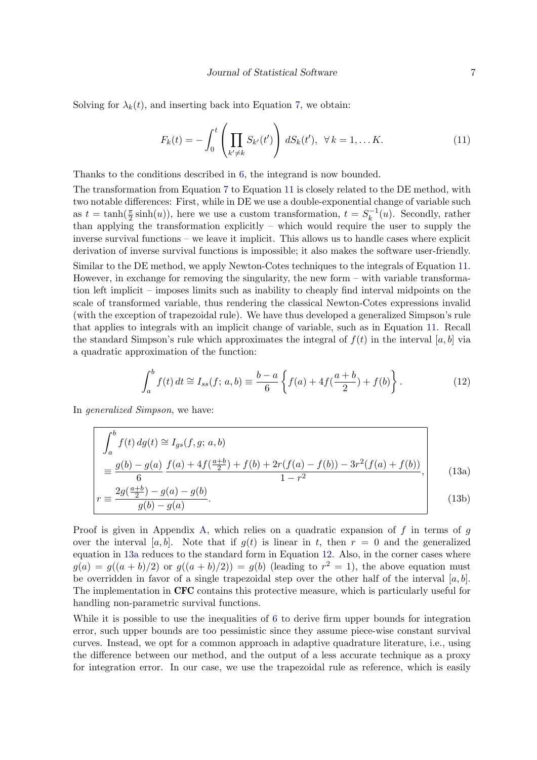Solving for $\lambda_k(t)$, and inserting back into Equation 7, we obtain:

$$F_k(t) = -\int_0^t \left( \prod_{k' \neq k} S_{k'}(t') \right) dS_k(t'), \;\; \forall\, k = 1, \ldots K. \tag{11}$$

Thanks to the conditions described in 6, the integrand is now bounded.

The transformation from Equation 7 to Equation 11 is closely related to the DE method, with two notable differences: First, while in DE we use a double-exponential change of variable such as $t = \tanh(\frac{\pi}{2}\sinh(u))$, here we use a custom transformation, $t = S_k^{-1}(u)$. Secondly, rather than applying the transformation explicitly – which would require the user to supply the inverse survival functions – we leave it implicit. This allows us to handle cases where explicit derivation of inverse survival functions is impossible; it also makes the software user-friendly.

Similar to the DE method, we apply Newton-Cotes techniques to the integrals of Equation 11. However, in exchange for removing the singularity, the new form – with variable transformation left implicit – imposes limits such as inability to cheaply find interval midpoints on the scale of transformed variable, thus rendering the classical Newton-Cotes expressions invalid (with the exception of trapezoidal rule). We have thus developed a generalized Simpson's rule that applies to integrals with an implicit change of variable, such as in Equation 11. Recall the standard Simpson's rule which approximates the integral of $f(t)$ in the interval $[a, b]$ via a quadratic approximation of the function:

$$\int_a^b f(t)\, dt \cong I_{ss}(f;\, a, b) \equiv \frac{b-a}{6} \left\{ f(a) + 4f(\frac{a+b}{2}) + f(b) \right\}. \tag{12}$$

In *generalized Simpson*, we have:

$$\int_a^b f(t)\, dg(t) \cong I_{gs}(f, g;\, a, b)$$
$$\equiv \frac{g(b)-g(a)}{6} \, \frac{f(a) + 4f(\frac{a+b}{2}) + f(b) + 2r(f(a) - f(b)) - 3r^2(f(a) + f(b))}{1 - r^2}, \tag{13a}$$
$$r \equiv \frac{2g(\frac{a+b}{2}) - g(a) - g(b)}{g(b) - g(a)}. \tag{13b}$$

Proof is given in Appendix A, which relies on a quadratic expansion of $f$ in terms of $g$ over the interval $[a, b]$. Note that if $g(t)$ is linear in $t$, then $r = 0$ and the generalized equation in 13a reduces to the standard form in Equation 12. Also, in the corner cases where $g(a) = g((a+b)/2)$ or $g((a+b)/2)) = g(b)$ (leading to $r^2 = 1$), the above equation must be overridden in favor of a single trapezoidal step over the other half of the interval $[a, b]$. The implementation in **CFC** contains this protective measure, which is particularly useful for handling non-parametric survival functions.

While it is possible to use the inequalities of 6 to derive firm upper bounds for integration error, such upper bounds are too pessimistic since they assume piece-wise constant survival curves. Instead, we opt for a common approach in adaptive quadrature literature, i.e., using the difference between our method, and the output of a less accurate technique as a proxy for integration error. In our case, we use the trapezoidal rule as reference, which is easily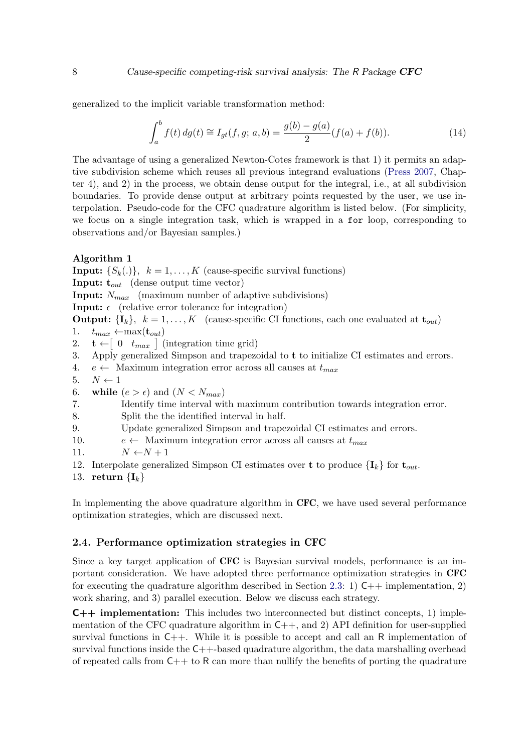generalized to the implicit variable transformation method:

$$\int_a^b f(t)\,dg(t) \cong I_{gt}(f,g;\,a,b) = \frac{g(b)-g(a)}{2}(f(a)+f(b)). \tag{14}$$

The advantage of using a generalized Newton-Cotes framework is that 1) it permits an adaptive subdivision scheme which reuses all previous integrand evaluations (Press 2007, Chapter 4), and 2) in the process, we obtain dense output for the integral, i.e., at all subdivision boundaries. To provide dense output at arbitrary points requested by the user, we use interpolation. Pseudo-code for the CFC quadrature algorithm is listed below. (For simplicity, we focus on a single integration task, which is wrapped in a `for` loop, corresponding to observations and/or Bayesian samples.)

**Algorithm 1**

**Input:** $\{S_k(.)\}$, $k = 1,\ldots,K$ (cause-specific survival functions)
**Input:** $\mathbf{t}_{out}$ (dense output time vector)
**Input:** $N_{max}$ (maximum number of adaptive subdivisions)
**Input:** $\epsilon$ (relative error tolerance for integration)
**Output:** $\{\mathbf{I}_k\}$, $k = 1,\ldots,K$ (cause-specific CI functions, each one evaluated at $\mathbf{t}_{out}$)

1. $t_{max} \leftarrow \max(\mathbf{t}_{out})$
2. $\mathbf{t} \leftarrow [\ 0 \quad t_{max}\ ]$ (integration time grid)
3. Apply generalized Simpson and trapezoidal to $\mathbf{t}$ to initialize CI estimates and errors.
4. $e \leftarrow$ Maximum integration error across all causes at $t_{max}$
5. $N \leftarrow 1$
6. **while** $(e > \epsilon)$ and $(N < N_{max})$
7. Identify time interval with maximum contribution towards integration error.
8. Split the the identified interval in half.
9. Update generalized Simpson and trapezoidal CI estimates and errors.
10. $e \leftarrow$ Maximum integration error across all causes at $t_{max}$
11. $N \leftarrow N + 1$
12. Interpolate generalized Simpson CI estimates over $\mathbf{t}$ to produce $\{\mathbf{I}_k\}$ for $\mathbf{t}_{out}$.
13. **return** $\{\mathbf{I}_k\}$

In implementing the above quadrature algorithm in **CFC**, we have used several performance optimization strategies, which are discussed next.

## 2.4. Performance optimization strategies in CFC

Since a key target application of **CFC** is Bayesian survival models, performance is an important consideration. We have adopted three performance optimization strategies in **CFC** for executing the quadrature algorithm described in Section 2.3: 1) C++ implementation, 2) work sharing, and 3) parallel execution. Below we discuss each strategy.

**C++ implementation:** This includes two interconnected but distinct concepts, 1) implementation of the CFC quadrature algorithm in C++, and 2) API definition for user-supplied survival functions in C++. While it is possible to accept and call an R implementation of survival functions inside the C++-based quadrature algorithm, the data marshalling overhead of repeated calls from C++ to R can more than nullify the benefits of porting the quadrature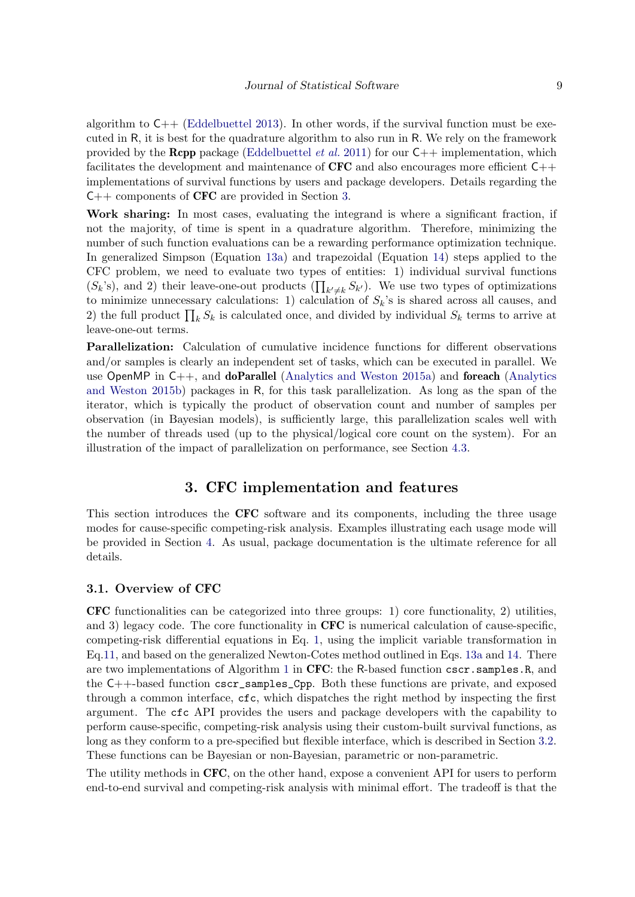algorithm to C++ (Eddelbuettel 2013). In other words, if the survival function must be executed in R, it is best for the quadrature algorithm to also run in R. We rely on the framework provided by the **Rcpp** package (Eddelbuettel *et al.* 2011) for our C++ implementation, which facilitates the development and maintenance of **CFC** and also encourages more efficient C++ implementations of survival functions by users and package developers. Details regarding the C++ components of **CFC** are provided in Section 3.

**Work sharing:** In most cases, evaluating the integrand is where a significant fraction, if not the majority, of time is spent in a quadrature algorithm. Therefore, minimizing the number of such function evaluations can be a rewarding performance optimization technique. In generalized Simpson (Equation 13a) and trapezoidal (Equation 14) steps applied to the CFC problem, we need to evaluate two types of entities: 1) individual survival functions ($S_k$'s), and 2) their leave-one-out products ($\prod_{k' \neq k} S_{k'}$). We use two types of optimizations to minimize unnecessary calculations: 1) calculation of $S_k$'s is shared across all causes, and 2) the full product $\prod_k S_k$ is calculated once, and divided by individual $S_k$ terms to arrive at leave-one-out terms.

**Parallelization:** Calculation of cumulative incidence functions for different observations and/or samples is clearly an independent set of tasks, which can be executed in parallel. We use OpenMP in C++, and **doParallel** (Analytics and Weston 2015a) and **foreach** (Analytics and Weston 2015b) packages in R, for this task parallelization. As long as the span of the iterator, which is typically the product of observation count and number of samples per observation (in Bayesian models), is sufficiently large, this parallelization scales well with the number of threads used (up to the physical/logical core count on the system). For an illustration of the impact of parallelization on performance, see Section 4.3.

# 3. CFC implementation and features

This section introduces the **CFC** software and its components, including the three usage modes for cause-specific competing-risk analysis. Examples illustrating each usage mode will be provided in Section 4. As usual, package documentation is the ultimate reference for all details.

## 3.1. Overview of CFC

**CFC** functionalities can be categorized into three groups: 1) core functionality, 2) utilities, and 3) legacy code. The core functionality in **CFC** is numerical calculation of cause-specific, competing-risk differential equations in Eq. 1, using the implicit variable transformation in Eq.11, and based on the generalized Newton-Cotes method outlined in Eqs. 13a and 14. There are two implementations of Algorithm 1 in **CFC**: the R-based function `cscr.samples.R`, and the C++-based function `cscr_samples_Cpp`. Both these functions are private, and exposed through a common interface, `cfc`, which dispatches the right method by inspecting the first argument. The `cfc` API provides the users and package developers with the capability to perform cause-specific, competing-risk analysis using their custom-built survival functions, as long as they conform to a pre-specified but flexible interface, which is described in Section 3.2. These functions can be Bayesian or non-Bayesian, parametric or non-parametric.

The utility methods in **CFC**, on the other hand, expose a convenient API for users to perform end-to-end survival and competing-risk analysis with minimal effort. The tradeoff is that the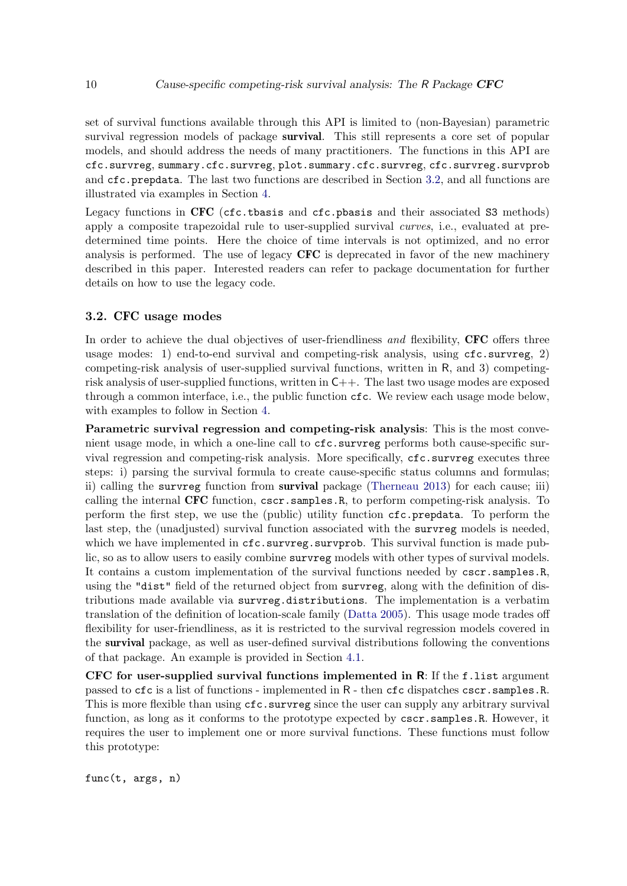set of survival functions available through this API is limited to (non-Bayesian) parametric survival regression models of package **survival**. This still represents a core set of popular models, and should address the needs of many practitioners. The functions in this API are `cfc.survreg`, `summary.cfc.survreg`, `plot.summary.cfc.survreg`, `cfc.survreg.survprob` and `cfc.prepdata`. The last two functions are described in Section 3.2, and all functions are illustrated via examples in Section 4.

Legacy functions in **CFC** (`cfc.tbasis` and `cfc.pbasis` and their associated `S3` methods) apply a composite trapezoidal rule to user-supplied survival *curves*, i.e., evaluated at predetermined time points. Here the choice of time intervals is not optimized, and no error analysis is performed. The use of legacy **CFC** is deprecated in favor of the new machinery described in this paper. Interested readers can refer to package documentation for further details on how to use the legacy code.

### 3.2. CFC usage modes

In order to achieve the dual objectives of user-friendliness *and* flexibility, **CFC** offers three usage modes: 1) end-to-end survival and competing-risk analysis, using `cfc.survreg`, 2) competing-risk analysis of user-supplied survival functions, written in R, and 3) competing-risk analysis of user-supplied functions, written in C++. The last two usage modes are exposed through a common interface, i.e., the public function `cfc`. We review each usage mode below, with examples to follow in Section 4.

**Parametric survival regression and competing-risk analysis**: This is the most convenient usage mode, in which a one-line call to `cfc.survreg` performs both cause-specific survival regression and competing-risk analysis. More specifically, `cfc.survreg` executes three steps: i) parsing the survival formula to create cause-specific status columns and formulas; ii) calling the `survreg` function from **survival** package (Therneau 2013) for each cause; iii) calling the internal **CFC** function, `cscr.samples.R`, to perform competing-risk analysis. To perform the first step, we use the (public) utility function `cfc.prepdata`. To perform the last step, the (unadjusted) survival function associated with the `survreg` models is needed, which we have implemented in `cfc.survreg.survprob`. This survival function is made public, so as to allow users to easily combine `survreg` models with other types of survival models. It contains a custom implementation of the survival functions needed by `cscr.samples.R`, using the `"dist"` field of the returned object from `survreg`, along with the definition of distributions made available via `survreg.distributions`. The implementation is a verbatim translation of the definition of location-scale family (Datta 2005). This usage mode trades off flexibility for user-friendliness, as it is restricted to the survival regression models covered in the **survival** package, as well as user-defined survival distributions following the conventions of that package. An example is provided in Section 4.1.

**CFC for user-supplied survival functions implemented in R**: If the `f.list` argument passed to `cfc` is a list of functions - implemented in R - then `cfc` dispatches `cscr.samples.R`. This is more flexible than using `cfc.survreg` since the user can supply any arbitrary survival function, as long as it conforms to the prototype expected by `cscr.samples.R`. However, it requires the user to implement one or more survival functions. These functions must follow this prototype:

```
func(t, args, n)
```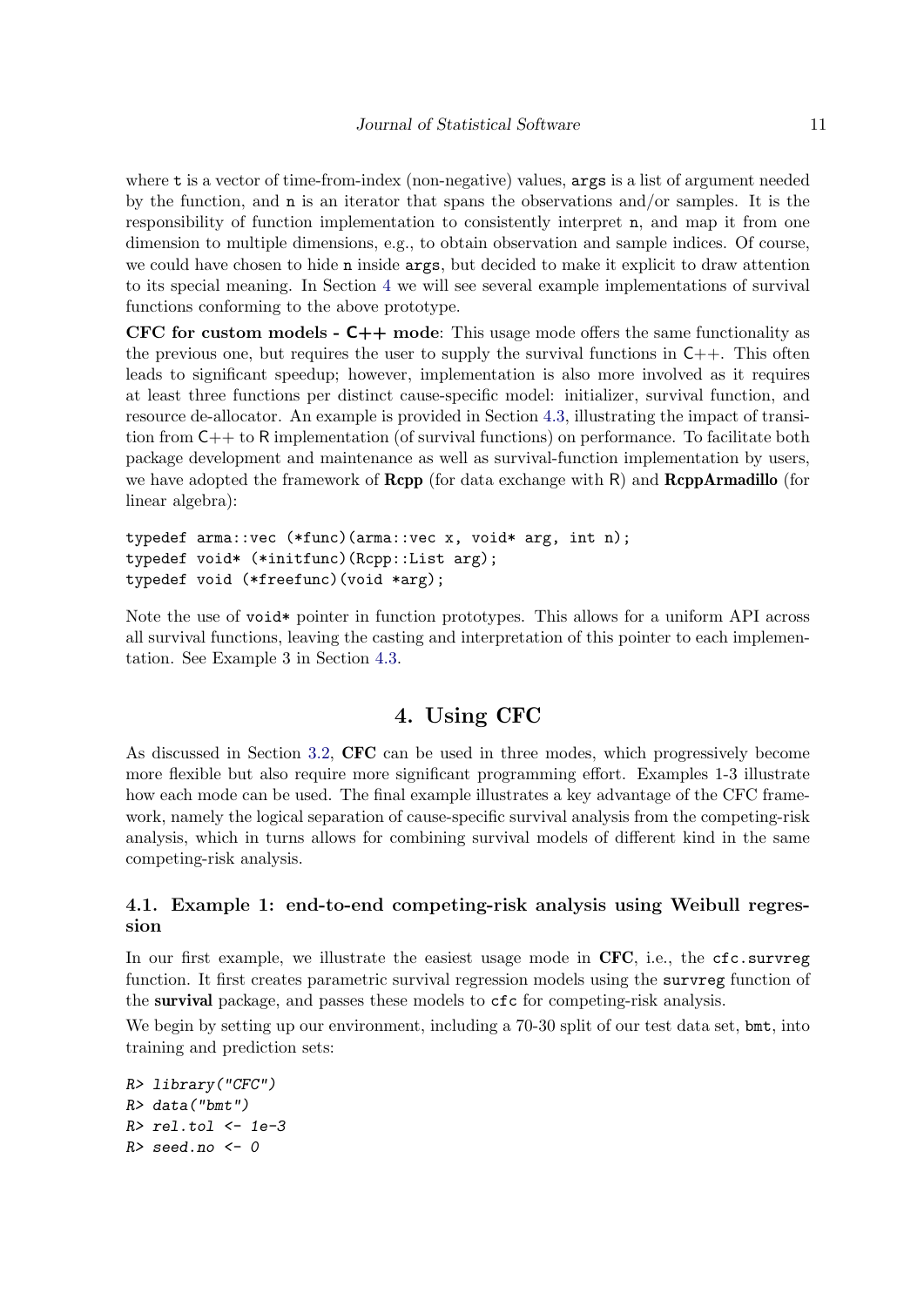where `t` is a vector of time-from-index (non-negative) values, `args` is a list of argument needed by the function, and `n` is an iterator that spans the observations and/or samples. It is the responsibility of function implementation to consistently interpret `n`, and map it from one dimension to multiple dimensions, e.g., to obtain observation and sample indices. Of course, we could have chosen to hide `n` inside `args`, but decided to make it explicit to draw attention to its special meaning. In Section 4 we will see several example implementations of survival functions conforming to the above prototype.

**CFC for custom models - C++ mode**: This usage mode offers the same functionality as the previous one, but requires the user to supply the survival functions in C++. This often leads to significant speedup; however, implementation is also more involved as it requires at least three functions per distinct cause-specific model: initializer, survival function, and resource de-allocator. An example is provided in Section 4.3, illustrating the impact of transition from C++ to R implementation (of survival functions) on performance. To facilitate both package development and maintenance as well as survival-function implementation by users, we have adopted the framework of **Rcpp** (for data exchange with R) and **RcppArmadillo** (for linear algebra):

```
typedef arma::vec (*func)(arma::vec x, void* arg, int n);
typedef void* (*initfunc)(Rcpp::List arg);
typedef void (*freefunc)(void *arg);
```

Note the use of `void*` pointer in function prototypes. This allows for a uniform API across all survival functions, leaving the casting and interpretation of this pointer to each implementation. See Example 3 in Section 4.3.

# 4. Using CFC

As discussed in Section 3.2, **CFC** can be used in three modes, which progressively become more flexible but also require more significant programming effort. Examples 1-3 illustrate how each mode can be used. The final example illustrates a key advantage of the CFC framework, namely the logical separation of cause-specific survival analysis from the competing-risk analysis, which in turns allows for combining survival models of different kind in the same competing-risk analysis.

## 4.1. Example 1: end-to-end competing-risk analysis using Weibull regression

In our first example, we illustrate the easiest usage mode in **CFC**, i.e., the `cfc.survreg` function. It first creates parametric survival regression models using the `survreg` function of the **survival** package, and passes these models to `cfc` for competing-risk analysis.

We begin by setting up our environment, including a 70-30 split of our test data set, `bmt`, into training and prediction sets:

```
R> library("CFC")
R> data("bmt")
R> rel.tol <- 1e-3
R> seed.no <- 0
```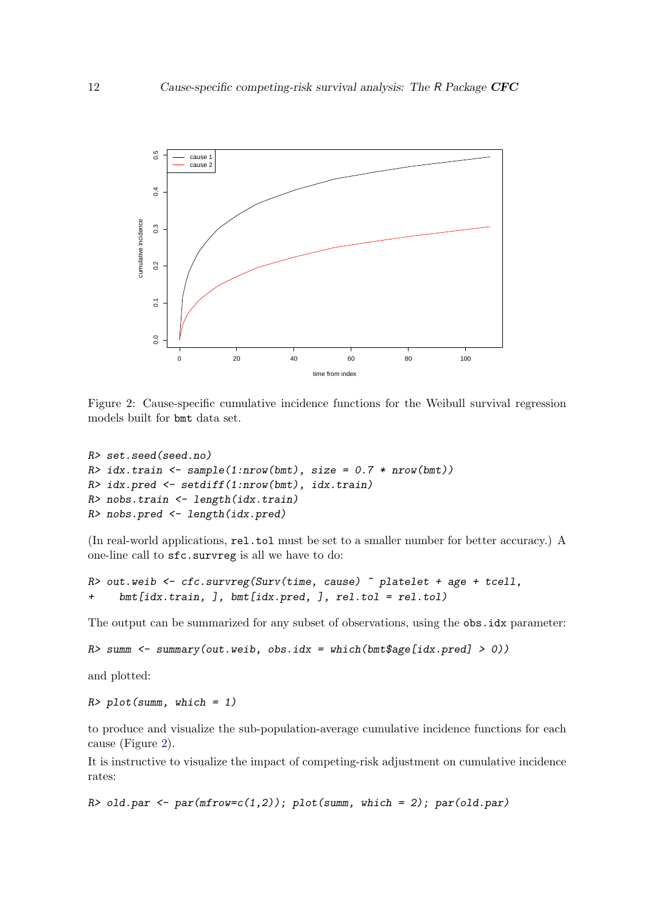Figure 2: Cause-specific cumulative incidence functions for the Weibull survival regression models built for bmt data set.

```
R> set.seed(seed.no)
R> idx.train <- sample(1:nrow(bmt), size = 0.7 * nrow(bmt))
R> idx.pred <- setdiff(1:nrow(bmt), idx.train)
R> nobs.train <- length(idx.train)
R> nobs.pred <- length(idx.pred)
```

(In real-world applications, rel.tol must be set to a smaller number for better accuracy.) A one-line call to sfc.survreg is all we have to do:

```
R> out.weib <- cfc.survreg(Surv(time, cause) ~ platelet + age + tcell,
+    bmt[idx.train, ], bmt[idx.pred, ], rel.tol = rel.tol)
```

The output can be summarized for any subset of observations, using the obs.idx parameter:

```
R> summ <- summary(out.weib, obs.idx = which(bmt$age[idx.pred] > 0))
```

and plotted:

```
R> plot(summ, which = 1)
```

to produce and visualize the sub-population-average cumulative incidence functions for each cause (Figure 2).

It is instructive to visualize the impact of competing-risk adjustment on cumulative incidence rates:

```
R> old.par <- par(mfrow=c(1,2)); plot(summ, which = 2); par(old.par)
```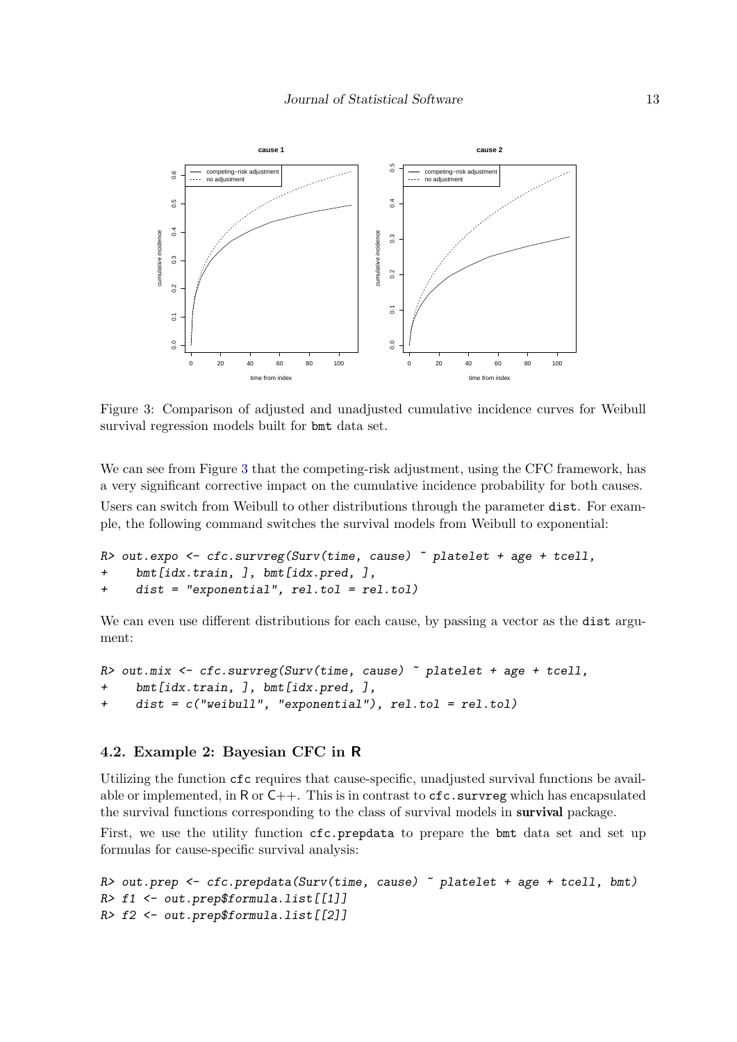Figure 3: Comparison of adjusted and unadjusted cumulative incidence curves for Weibull survival regression models built for `bmt` data set.

We can see from Figure 3 that the competing-risk adjustment, using the CFC framework, has a very significant corrective impact on the cumulative incidence probability for both causes.

Users can switch from Weibull to other distributions through the parameter `dist`. For example, the following command switches the survival models from Weibull to exponential:

```
R> out.expo <- cfc.survreg(Surv(time, cause) ~ platelet + age + tcell,
+     bmt[idx.train, ], bmt[idx.pred, ],
+     dist = "exponential", rel.tol = rel.tol)
```

We can even use different distributions for each cause, by passing a vector as the `dist` argument:

```
R> out.mix <- cfc.survreg(Surv(time, cause) ~ platelet + age + tcell,
+     bmt[idx.train, ], bmt[idx.pred, ],
+     dist = c("weibull", "exponential"), rel.tol = rel.tol)
```

### 4.2. Example 2: Bayesian CFC in R

Utilizing the function `cfc` requires that cause-specific, unadjusted survival functions be available or implemented, in R or C++. This is in contrast to `cfc.survreg` which has encapsulated the survival functions corresponding to the class of survival models in **survival** package.

First, we use the utility function `cfc.prepdata` to prepare the `bmt` data set and set up formulas for cause-specific survival analysis:

```
R> out.prep <- cfc.prepdata(Surv(time, cause) ~ platelet + age + tcell, bmt)
R> f1 <- out.prep$formula.list[[1]]
R> f2 <- out.prep$formula.list[[2]]
```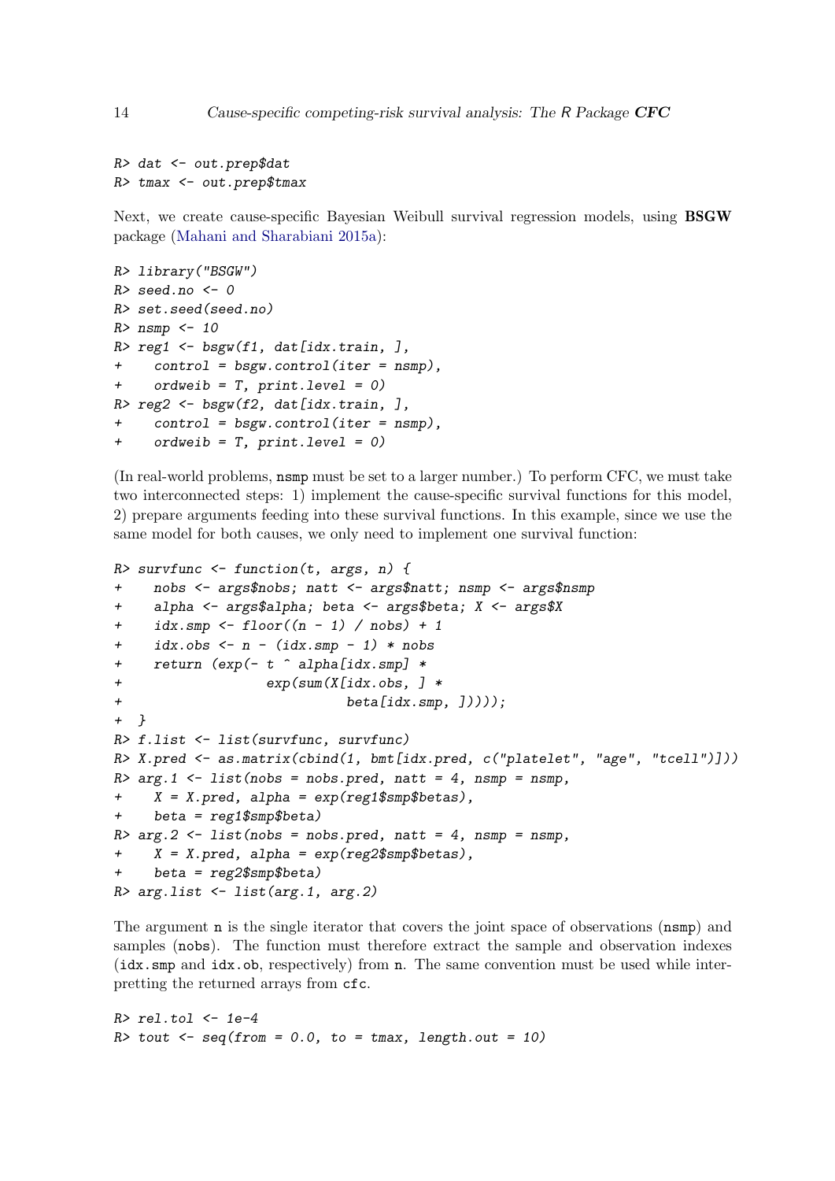```
R> dat <- out.prep$dat
R> tmax <- out.prep$tmax
```

Next, we create cause-specific Bayesian Weibull survival regression models, using **BSGW** package (Mahani and Sharabiani 2015a):

```
R> library("BSGW")
R> seed.no <- 0
R> set.seed(seed.no)
R> nsmp <- 10
R> reg1 <- bsgw(f1, dat[idx.train, ],
+    control = bsgw.control(iter = nsmp),
+    ordweib = T, print.level = 0)
R> reg2 <- bsgw(f2, dat[idx.train, ],
+    control = bsgw.control(iter = nsmp),
+    ordweib = T, print.level = 0)
```

(In real-world problems, `nsmp` must be set to a larger number.) To perform CFC, we must take two interconnected steps: 1) implement the cause-specific survival functions for this model, 2) prepare arguments feeding into these survival functions. In this example, since we use the same model for both causes, we only need to implement one survival function:

```
R> survfunc <- function(t, args, n) {
+    nobs <- args$nobs; natt <- args$natt; nsmp <- args$nsmp
+    alpha <- args$alpha; beta <- args$beta; X <- args$X
+    idx.smp <- floor((n - 1) / nobs) + 1
+    idx.obs <- n - (idx.smp - 1) * nobs
+    return (exp(- t ^ alpha[idx.smp] *
+                  exp(sum(X[idx.obs, ] *
+                          beta[idx.smp, ]))));
+ }
R> f.list <- list(survfunc, survfunc)
R> X.pred <- as.matrix(cbind(1, bmt[idx.pred, c("platelet", "age", "tcell")]))
R> arg.1 <- list(nobs = nobs.pred, natt = 4, nsmp = nsmp,
+    X = X.pred, alpha = exp(reg1$smp$betas),
+    beta = reg1$smp$beta)
R> arg.2 <- list(nobs = nobs.pred, natt = 4, nsmp = nsmp,
+    X = X.pred, alpha = exp(reg2$smp$betas),
+    beta = reg2$smp$beta)
R> arg.list <- list(arg.1, arg.2)
```

The argument `n` is the single iterator that covers the joint space of observations (`nsmp`) and samples (`nobs`). The function must therefore extract the sample and observation indexes (`idx.smp` and `idx.ob`, respectively) from `n`. The same convention must be used while interpreting the returned arrays from `cfc`.

```
R> rel.tol <- 1e-4
R> tout <- seq(from = 0.0, to = tmax, length.out = 10)
```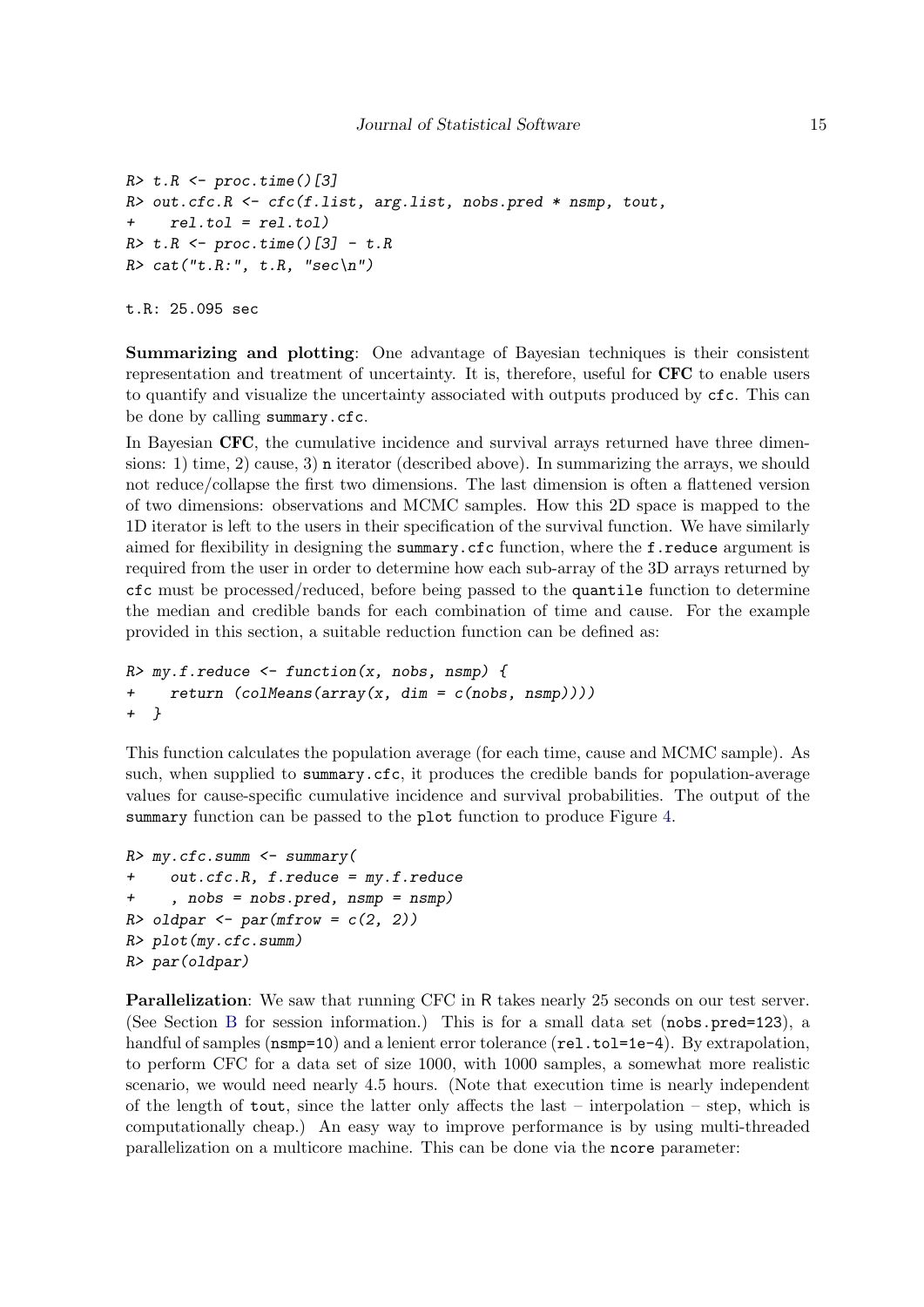```
R> t.R <- proc.time()[3]
R> out.cfc.R <- cfc(f.list, arg.list, nobs.pred * nsmp, tout,
+    rel.tol = rel.tol)
R> t.R <- proc.time()[3] - t.R
R> cat("t.R:", t.R, "sec\n")

t.R: 25.095 sec
```

**Summarizing and plotting**: One advantage of Bayesian techniques is their consistent representation and treatment of uncertainty. It is, therefore, useful for **CFC** to enable users to quantify and visualize the uncertainty associated with outputs produced by `cfc`. This can be done by calling `summary.cfc`.

In Bayesian **CFC**, the cumulative incidence and survival arrays returned have three dimensions: 1) time, 2) cause, 3) `n` iterator (described above). In summarizing the arrays, we should not reduce/collapse the first two dimensions. The last dimension is often a flattened version of two dimensions: observations and MCMC samples. How this 2D space is mapped to the 1D iterator is left to the users in their specification of the survival function. We have similarly aimed for flexibility in designing the `summary.cfc` function, where the `f.reduce` argument is required from the user in order to determine how each sub-array of the 3D arrays returned by `cfc` must be processed/reduced, before being passed to the `quantile` function to determine the median and credible bands for each combination of time and cause. For the example provided in this section, a suitable reduction function can be defined as:

```
R> my.f.reduce <- function(x, nobs, nsmp) {
+    return (colMeans(array(x, dim = c(nobs, nsmp))))
+  }
```

This function calculates the population average (for each time, cause and MCMC sample). As such, when supplied to `summary.cfc`, it produces the credible bands for population-average values for cause-specific cumulative incidence and survival probabilities. The output of the `summary` function can be passed to the `plot` function to produce Figure 4.

```
R> my.cfc.summ <- summary(
+    out.cfc.R, f.reduce = my.f.reduce
+    , nobs = nobs.pred, nsmp = nsmp)
R> oldpar <- par(mfrow = c(2, 2))
R> plot(my.cfc.summ)
R> par(oldpar)
```

**Parallelization**: We saw that running CFC in R takes nearly 25 seconds on our test server. (See Section B for session information.) This is for a small data set (`nobs.pred=123`), a handful of samples (`nsmp=10`) and a lenient error tolerance (`rel.tol=1e-4`). By extrapolation, to perform CFC for a data set of size 1000, with 1000 samples, a somewhat more realistic scenario, we would need nearly 4.5 hours. (Note that execution time is nearly independent of the length of `tout`, since the latter only affects the last – interpolation – step, which is computationally cheap.) An easy way to improve performance is by using multi-threaded parallelization on a multicore machine. This can be done via the `ncore` parameter: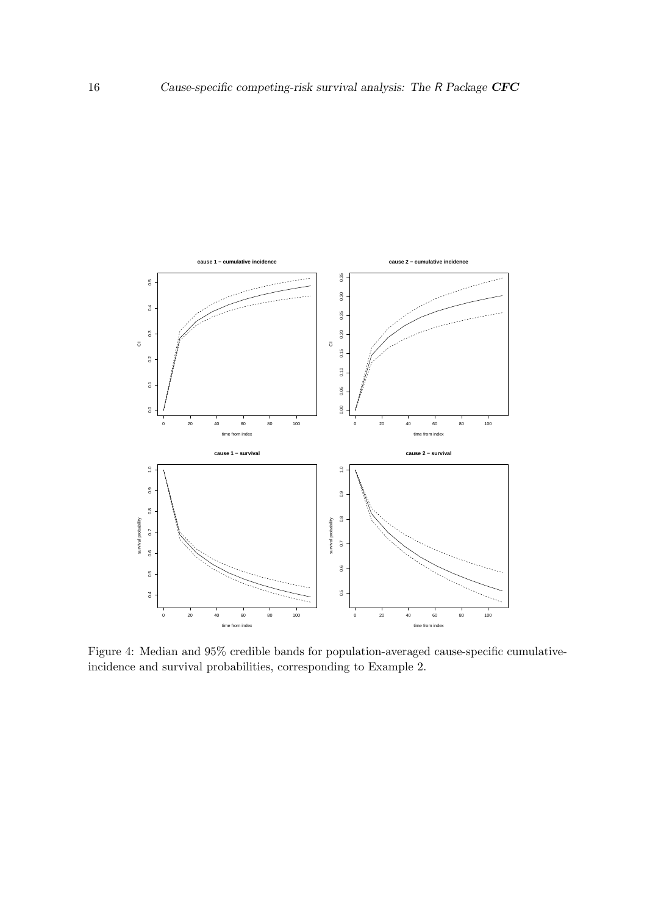Figure 4: Median and 95% credible bands for population-averaged cause-specific cumulative-incidence and survival probabilities, corresponding to Example 2.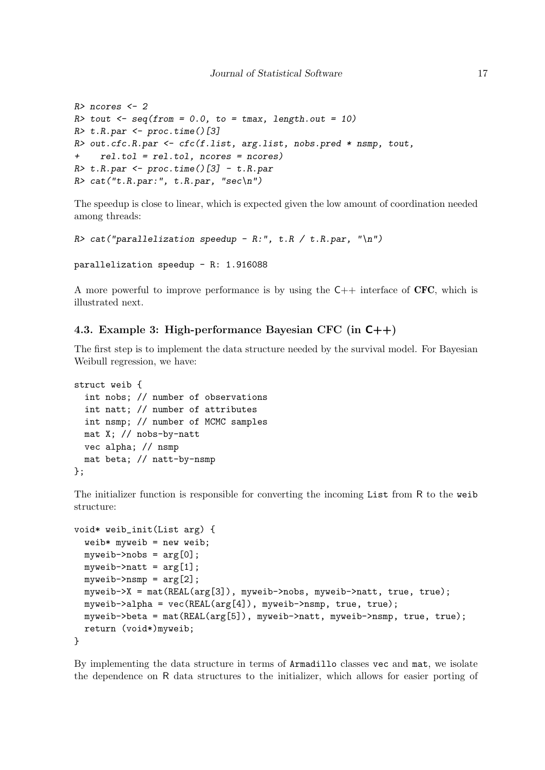```
R> ncores <- 2
R> tout <- seq(from = 0.0, to = tmax, length.out = 10)
R> t.R.par <- proc.time()[3]
R> out.cfc.R.par <- cfc(f.list, arg.list, nobs.pred * nsmp, tout,
+    rel.tol = rel.tol, ncores = ncores)
R> t.R.par <- proc.time()[3] - t.R.par
R> cat("t.R.par:", t.R.par, "sec\n")
```

The speedup is close to linear, which is expected given the low amount of coordination needed among threads:

```
R> cat("parallelization speedup - R:", t.R / t.R.par, "\n")

parallelization speedup - R: 1.916088
```

A more powerful to improve performance is by using the C++ interface of **CFC**, which is illustrated next.

### 4.3. Example 3: High-performance Bayesian CFC (in C++)

The first step is to implement the data structure needed by the survival model. For Bayesian Weibull regression, we have:

```
struct weib {
  int nobs; // number of observations
  int natt; // number of attributes
  int nsmp; // number of MCMC samples
  mat X; // nobs-by-natt
  vec alpha; // nsmp
  mat beta; // natt-by-nsmp
};
```

The initializer function is responsible for converting the incoming `List` from R to the `weib` structure:

```
void* weib_init(List arg) {
  weib* myweib = new weib;
  myweib->nobs = arg[0];
  myweib->natt = arg[1];
  myweib->nsmp = arg[2];
  myweib->X = mat(REAL(arg[3]), myweib->nobs, myweib->natt, true, true);
  myweib->alpha = vec(REAL(arg[4]), myweib->nsmp, true, true);
  myweib->beta = mat(REAL(arg[5]), myweib->natt, myweib->nsmp, true, true);
  return (void*)myweib;
}
```

By implementing the data structure in terms of Armadillo classes `vec` and `mat`, we isolate the dependence on R data structures to the initializer, which allows for easier porting of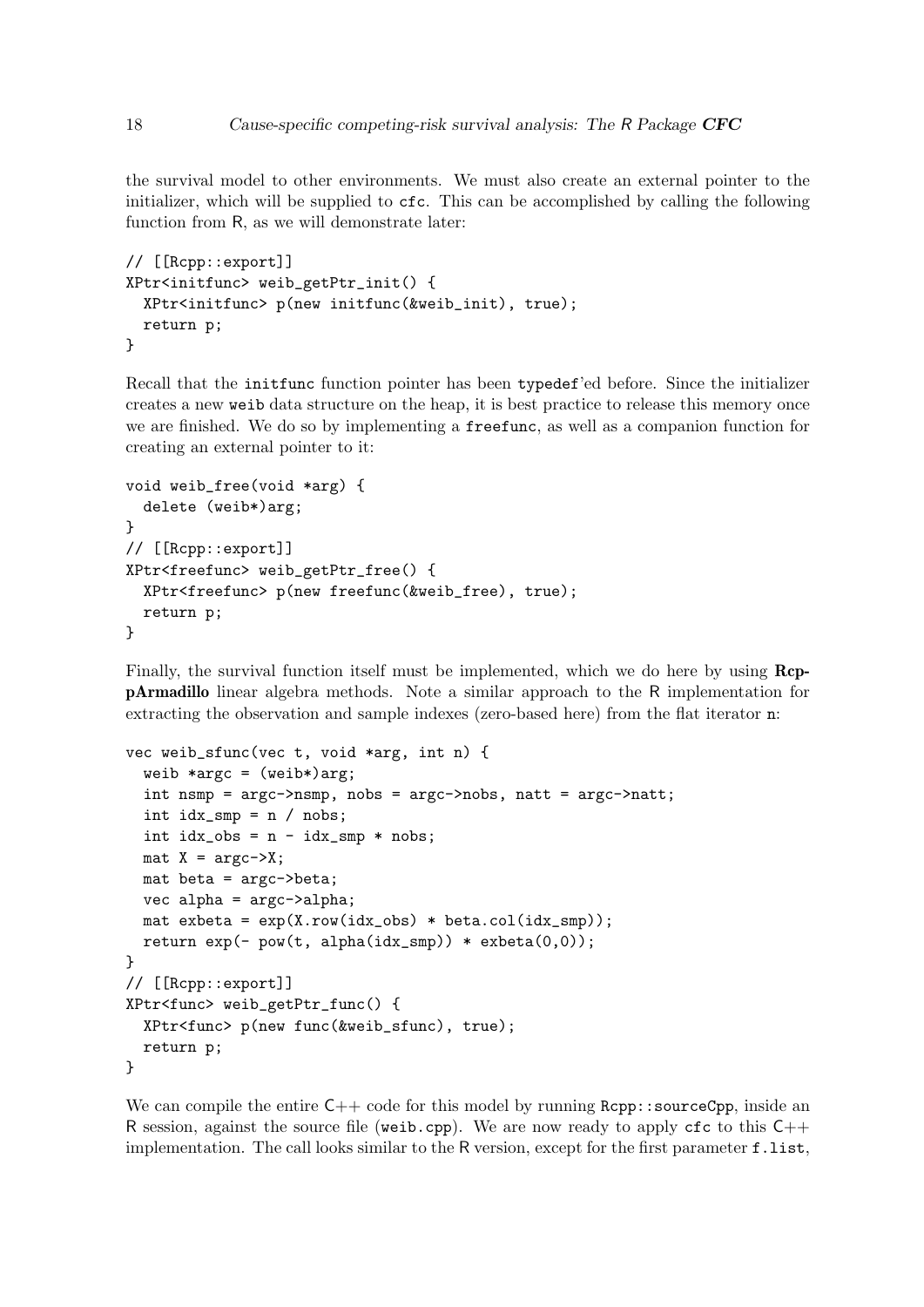the survival model to other environments. We must also create an external pointer to the initializer, which will be supplied to `cfc`. This can be accomplished by calling the following function from R, as we will demonstrate later:

```
// [[Rcpp::export]]
XPtr<initfunc> weib_getPtr_init() {
  XPtr<initfunc> p(new initfunc(&weib_init), true);
  return p;
}
```

Recall that the `initfunc` function pointer has been `typedef`'ed before. Since the initializer creates a new `weib` data structure on the heap, it is best practice to release this memory once we are finished. We do so by implementing a `freefunc`, as well as a companion function for creating an external pointer to it:

```
void weib_free(void *arg) {
  delete (weib*)arg;
}
// [[Rcpp::export]]
XPtr<freefunc> weib_getPtr_free() {
  XPtr<freefunc> p(new freefunc(&weib_free), true);
  return p;
}
```

Finally, the survival function itself must be implemented, which we do here by using **RcppArmadillo** linear algebra methods. Note a similar approach to the R implementation for extracting the observation and sample indexes (zero-based here) from the flat iterator `n`:

```
vec weib_sfunc(vec t, void *arg, int n) {
  weib *argc = (weib*)arg;
  int nsmp = argc->nsmp, nobs = argc->nobs, natt = argc->natt;
  int idx_smp = n / nobs;
  int idx_obs = n - idx_smp * nobs;
  mat X = argc->X;
  mat beta = argc->beta;
  vec alpha = argc->alpha;
  mat exbeta = exp(X.row(idx_obs) * beta.col(idx_smp));
  return exp(- pow(t, alpha(idx_smp)) * exbeta(0,0));
}
// [[Rcpp::export]]
XPtr<func> weib_getPtr_func() {
  XPtr<func> p(new func(&weib_sfunc), true);
  return p;
}
```

We can compile the entire C++ code for this model by running `Rcpp::sourceCpp`, inside an R session, against the source file (`weib.cpp`). We are now ready to apply `cfc` to this C++ implementation. The call looks similar to the R version, except for the first parameter `f.list`,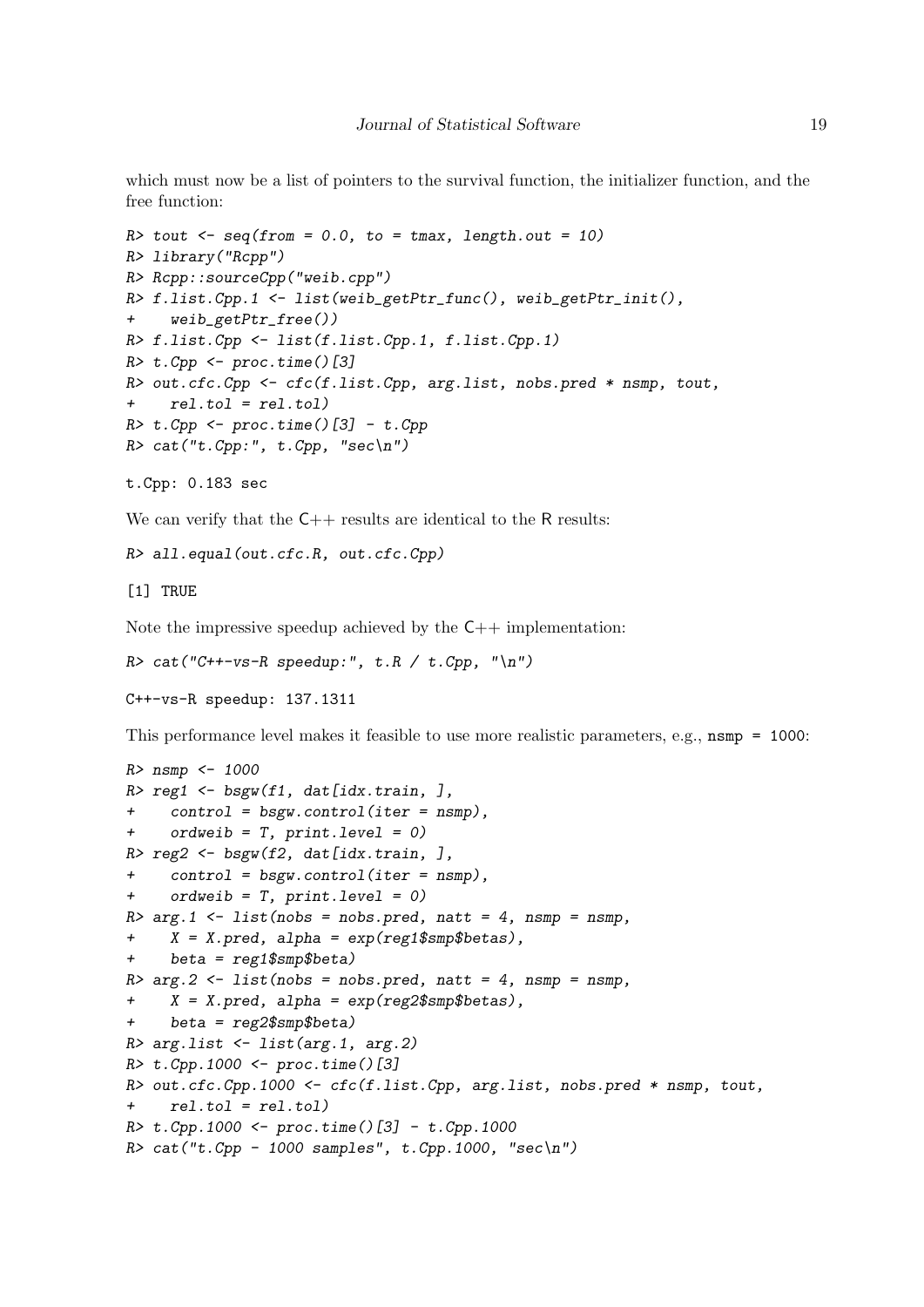which must now be a list of pointers to the survival function, the initializer function, and the free function:

```
R> tout <- seq(from = 0.0, to = tmax, length.out = 10)
R> library("Rcpp")
R> Rcpp::sourceCpp("weib.cpp")
R> f.list.Cpp.1 <- list(weib_getPtr_func(), weib_getPtr_init(),
+    weib_getPtr_free())
R> f.list.Cpp <- list(f.list.Cpp.1, f.list.Cpp.1)
R> t.Cpp <- proc.time()[3]
R> out.cfc.Cpp <- cfc(f.list.Cpp, arg.list, nobs.pred * nsmp, tout,
+    rel.tol = rel.tol)
R> t.Cpp <- proc.time()[3] - t.Cpp
R> cat("t.Cpp:", t.Cpp, "sec\n")
```

```
t.Cpp: 0.183 sec
```

We can verify that the C++ results are identical to the R results:

```
R> all.equal(out.cfc.R, out.cfc.Cpp)
```

```
[1] TRUE
```

Note the impressive speedup achieved by the C++ implementation:

```
R> cat("C++-vs-R speedup:", t.R / t.Cpp, "\n")
```

```
C++-vs-R speedup: 137.1311
```

This performance level makes it feasible to use more realistic parameters, e.g., `nsmp = 1000`:

```
R> nsmp <- 1000
R> reg1 <- bsgw(f1, dat[idx.train, ],
+    control = bsgw.control(iter = nsmp),
+    ordweib = T, print.level = 0)
R> reg2 <- bsgw(f2, dat[idx.train, ],
+    control = bsgw.control(iter = nsmp),
+    ordweib = T, print.level = 0)
R> arg.1 <- list(nobs = nobs.pred, natt = 4, nsmp = nsmp,
+    X = X.pred, alpha = exp(reg1$smp$betas),
+    beta = reg1$smp$beta)
R> arg.2 <- list(nobs = nobs.pred, natt = 4, nsmp = nsmp,
+    X = X.pred, alpha = exp(reg2$smp$betas),
+    beta = reg2$smp$beta)
R> arg.list <- list(arg.1, arg.2)
R> t.Cpp.1000 <- proc.time()[3]
R> out.cfc.Cpp.1000 <- cfc(f.list.Cpp, arg.list, nobs.pred * nsmp, tout,
+    rel.tol = rel.tol)
R> t.Cpp.1000 <- proc.time()[3] - t.Cpp.1000
R> cat("t.Cpp - 1000 samples", t.Cpp.1000, "sec\n")
```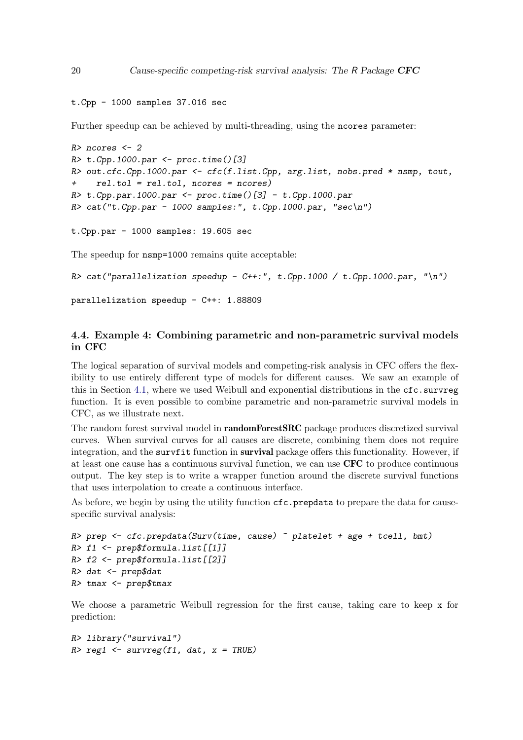```
t.Cpp - 1000 samples 37.016 sec
```

Further speedup can be achieved by multi-threading, using the ncores parameter:

```
R> ncores <- 2
R> t.Cpp.1000.par <- proc.time()[3]
R> out.cfc.Cpp.1000.par <- cfc(f.list.Cpp, arg.list, nobs.pred * nsmp, tout,
+    rel.tol = rel.tol, ncores = ncores)
R> t.Cpp.par.1000.par <- proc.time()[3] - t.Cpp.1000.par
R> cat("t.Cpp.par - 1000 samples:", t.Cpp.1000.par, "sec\n")

t.Cpp.par - 1000 samples: 19.605 sec
```

The speedup for nsmp=1000 remains quite acceptable:

```
R> cat("parallelization speedup - C++:", t.Cpp.1000 / t.Cpp.1000.par, "\n")

parallelization speedup - C++: 1.88809
```

### 4.4. Example 4: Combining parametric and non-parametric survival models in CFC

The logical separation of survival models and competing-risk analysis in CFC offers the flexibility to use entirely different type of models for different causes. We saw an example of this in Section 4.1, where we used Weibull and exponential distributions in the cfc.survreg function. It is even possible to combine parametric and non-parametric survival models in CFC, as we illustrate next.

The random forest survival model in **randomForestSRC** package produces discretized survival curves. When survival curves for all causes are discrete, combining them does not require integration, and the survfit function in **survival** package offers this functionality. However, if at least one cause has a continuous survival function, we can use **CFC** to produce continuous output. The key step is to write a wrapper function around the discrete survival functions that uses interpolation to create a continuous interface.

As before, we begin by using the utility function cfc.prepdata to prepare the data for cause-specific survival analysis:

```
R> prep <- cfc.prepdata(Surv(time, cause) ~ platelet + age + tcell, bmt)
R> f1 <- prep$formula.list[[1]]
R> f2 <- prep$formula.list[[2]]
R> dat <- prep$dat
R> tmax <- prep$tmax
```

We choose a parametric Weibull regression for the first cause, taking care to keep x for prediction:

```
R> library("survival")
R> reg1 <- survreg(f1, dat, x = TRUE)
```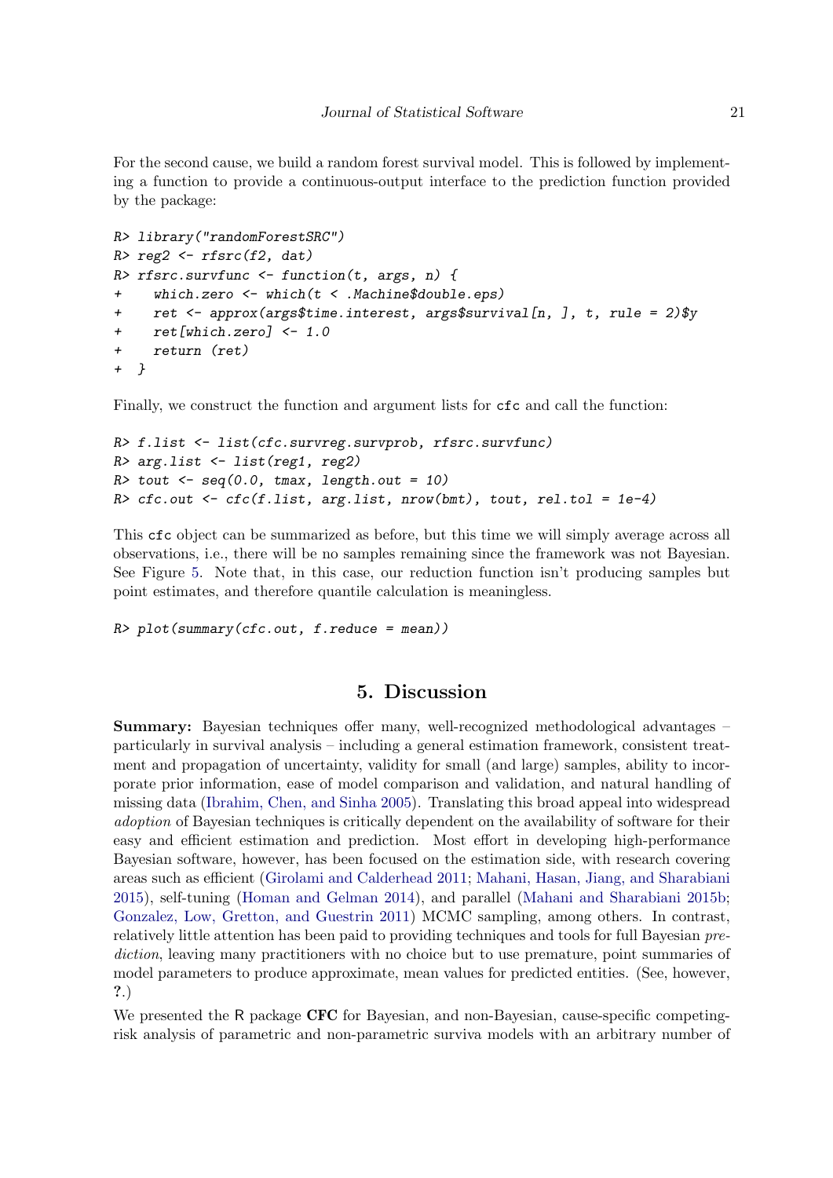For the second cause, we build a random forest survival model. This is followed by implementing a function to provide a continuous-output interface to the prediction function provided by the package:

```
R> library("randomForestSRC")
R> reg2 <- rfsrc(f2, dat)
R> rfsrc.survfunc <- function(t, args, n) {
+    which.zero <- which(t < .Machine$double.eps)
+    ret <- approx(args$time.interest, args$survival[n, ], t, rule = 2)$y
+    ret[which.zero] <- 1.0
+    return (ret)
+ }
```

Finally, we construct the function and argument lists for `cfc` and call the function:

```
R> f.list <- list(cfc.survreg.survprob, rfsrc.survfunc)
R> arg.list <- list(reg1, reg2)
R> tout <- seq(0.0, tmax, length.out = 10)
R> cfc.out <- cfc(f.list, arg.list, nrow(bmt), tout, rel.tol = 1e-4)
```

This `cfc` object can be summarized as before, but this time we will simply average across all observations, i.e., there will be no samples remaining since the framework was not Bayesian. See Figure 5. Note that, in this case, our reduction function isn't producing samples but point estimates, and therefore quantile calculation is meaningless.

```
R> plot(summary(cfc.out, f.reduce = mean))
```

## 5. Discussion

**Summary:** Bayesian techniques offer many, well-recognized methodological advantages – particularly in survival analysis – including a general estimation framework, consistent treatment and propagation of uncertainty, validity for small (and large) samples, ability to incorporate prior information, ease of model comparison and validation, and natural handling of missing data (Ibrahim, Chen, and Sinha 2005). Translating this broad appeal into widespread *adoption* of Bayesian techniques is critically dependent on the availability of software for their easy and efficient estimation and prediction. Most effort in developing high-performance Bayesian software, however, has been focused on the estimation side, with research covering areas such as efficient (Girolami and Calderhead 2011; Mahani, Hasan, Jiang, and Sharabiani 2015), self-tuning (Homan and Gelman 2014), and parallel (Mahani and Sharabiani 2015b; Gonzalez, Low, Gretton, and Guestrin 2011) MCMC sampling, among others. In contrast, relatively little attention has been paid to providing techniques and tools for full Bayesian *prediction*, leaving many practitioners with no choice but to use premature, point summaries of model parameters to produce approximate, mean values for predicted entities. (See, however, **?**.)

We presented the R package **CFC** for Bayesian, and non-Bayesian, cause-specific competing-risk analysis of parametric and non-parametric surviva models with an arbitrary number of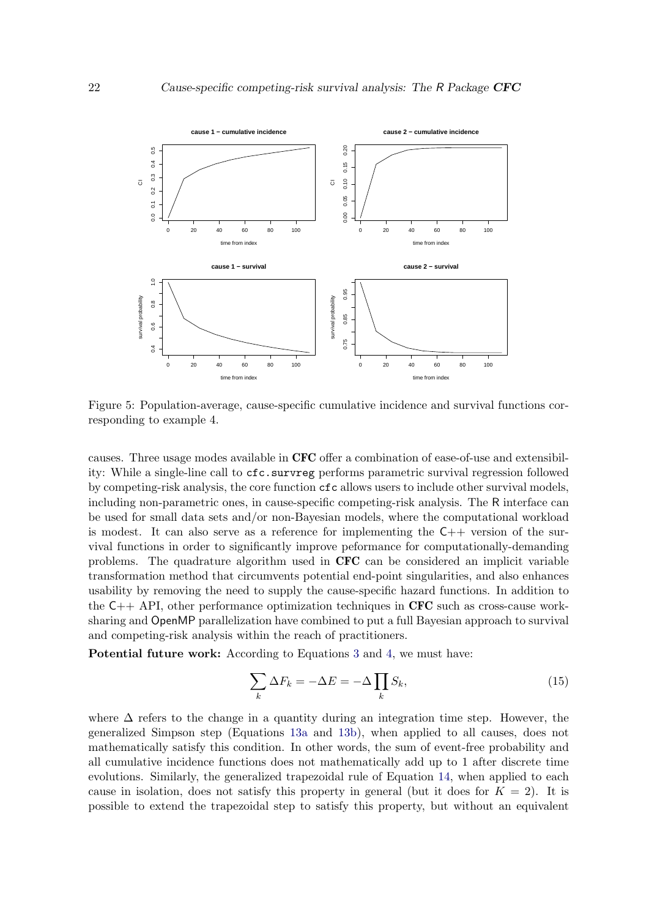Figure 5: Population-average, cause-specific cumulative incidence and survival functions corresponding to example 4.

causes. Three usage modes available in **CFC** offer a combination of ease-of-use and extensibility: While a single-line call to `cfc.survreg` performs parametric survival regression followed by competing-risk analysis, the core function `cfc` allows users to include other survival models, including non-parametric ones, in cause-specific competing-risk analysis. The R interface can be used for small data sets and/or non-Bayesian models, where the computational workload is modest. It can also serve as a reference for implementing the C++ version of the survival functions in order to significantly improve peformance for computationally-demanding problems. The quadrature algorithm used in **CFC** can be considered an implicit variable transformation method that circumvents potential end-point singularities, and also enhances usability by removing the need to supply the cause-specific hazard functions. In addition to the C++ API, other performance optimization techniques in **CFC** such as cross-cause work-sharing and OpenMP parallelization have combined to put a full Bayesian approach to survival and competing-risk analysis within the reach of practitioners.

**Potential future work:** According to Equations 3 and 4, we must have:

$$\sum_k \Delta F_k = -\Delta E = -\Delta \prod_k S_k, \tag{15}$$

where $\Delta$ refers to the change in a quantity during an integration time step. However, the generalized Simpson step (Equations 13a and 13b), when applied to all causes, does not mathematically satisfy this condition. In other words, the sum of event-free probability and all cumulative incidence functions does not mathematically add up to 1 after discrete time evolutions. Similarly, the generalized trapezoidal rule of Equation 14, when applied to each cause in isolation, does not satisfy this property in general (but it does for $K = 2$). It is possible to extend the trapezoidal step to satisfy this property, but without an equivalent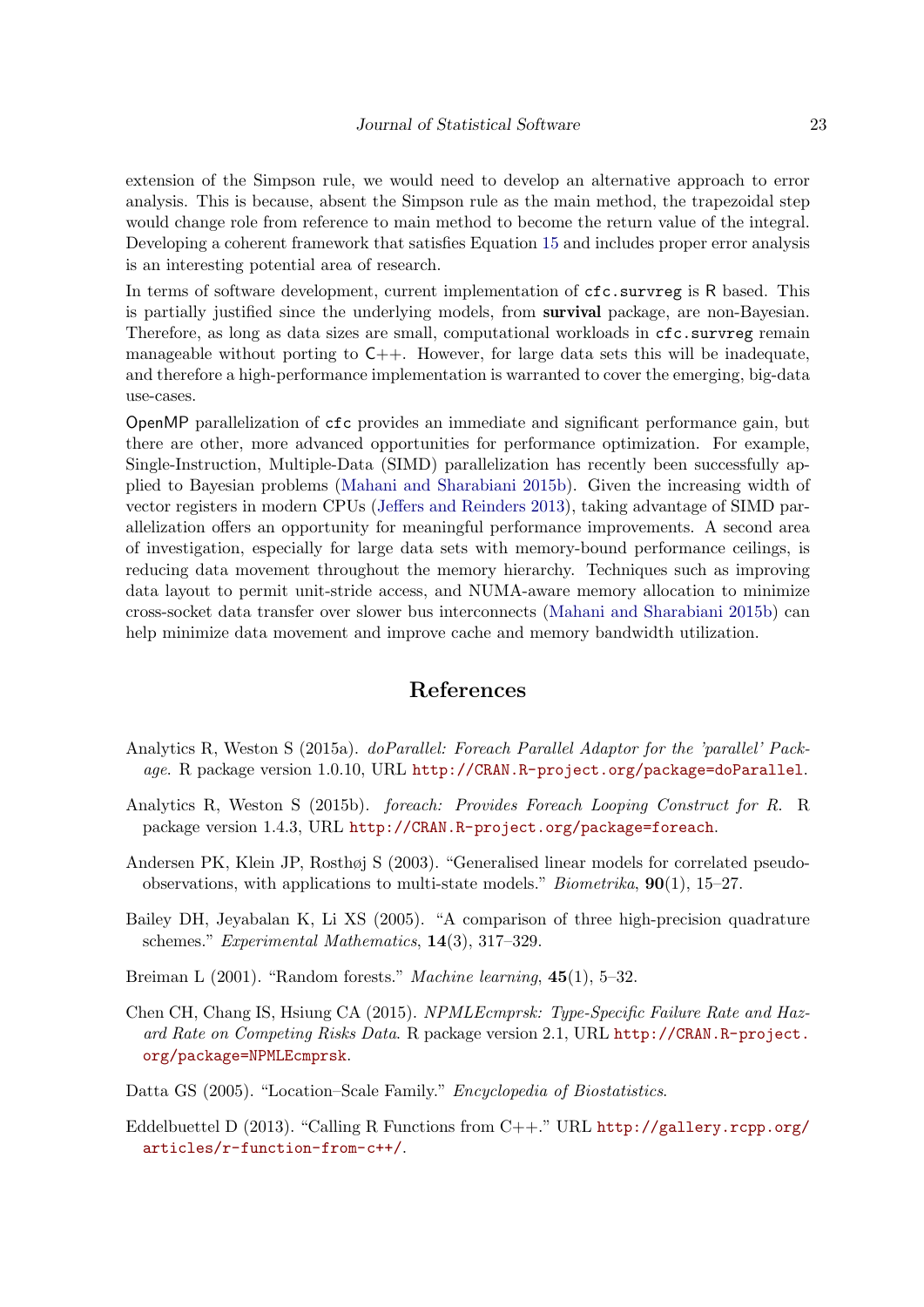extension of the Simpson rule, we would need to develop an alternative approach to error analysis. This is because, absent the Simpson rule as the main method, the trapezoidal step would change role from reference to main method to become the return value of the integral. Developing a coherent framework that satisfies Equation 15 and includes proper error analysis is an interesting potential area of research.

In terms of software development, current implementation of `cfc.survreg` is R based. This is partially justified since the underlying models, from **survival** package, are non-Bayesian. Therefore, as long as data sizes are small, computational workloads in `cfc.survreg` remain manageable without porting to C++. However, for large data sets this will be inadequate, and therefore a high-performance implementation is warranted to cover the emerging, big-data use-cases.

OpenMP parallelization of `cfc` provides an immediate and significant performance gain, but there are other, more advanced opportunities for performance optimization. For example, Single-Instruction, Multiple-Data (SIMD) parallelization has recently been successfully applied to Bayesian problems (Mahani and Sharabiani 2015b). Given the increasing width of vector registers in modern CPUs (Jeffers and Reinders 2013), taking advantage of SIMD parallelization offers an opportunity for meaningful performance improvements. A second area of investigation, especially for large data sets with memory-bound performance ceilings, is reducing data movement throughout the memory hierarchy. Techniques such as improving data layout to permit unit-stride access, and NUMA-aware memory allocation to minimize cross-socket data transfer over slower bus interconnects (Mahani and Sharabiani 2015b) can help minimize data movement and improve cache and memory bandwidth utilization.

## References

Analytics R, Weston S (2015a). *doParallel: Foreach Parallel Adaptor for the 'parallel' Package*. R package version 1.0.10, URL http://CRAN.R-project.org/package=doParallel.

Analytics R, Weston S (2015b). *foreach: Provides Foreach Looping Construct for R*. R package version 1.4.3, URL http://CRAN.R-project.org/package=foreach.

Andersen PK, Klein JP, Rosthøj S (2003). "Generalised linear models for correlated pseudo-observations, with applications to multi-state models." *Biometrika*, **90**(1), 15–27.

Bailey DH, Jeyabalan K, Li XS (2005). "A comparison of three high-precision quadrature schemes." *Experimental Mathematics*, **14**(3), 317–329.

Breiman L (2001). "Random forests." *Machine learning*, **45**(1), 5–32.

Chen CH, Chang IS, Hsiung CA (2015). *NPMLEcmprsk: Type-Specific Failure Rate and Hazard Rate on Competing Risks Data*. R package version 2.1, URL http://CRAN.R-project.org/package=NPMLEcmprsk.

Datta GS (2005). "Location–Scale Family." *Encyclopedia of Biostatistics*.

Eddelbuettel D (2013). "Calling R Functions from C++." URL http://gallery.rcpp.org/articles/r-function-from-c++/.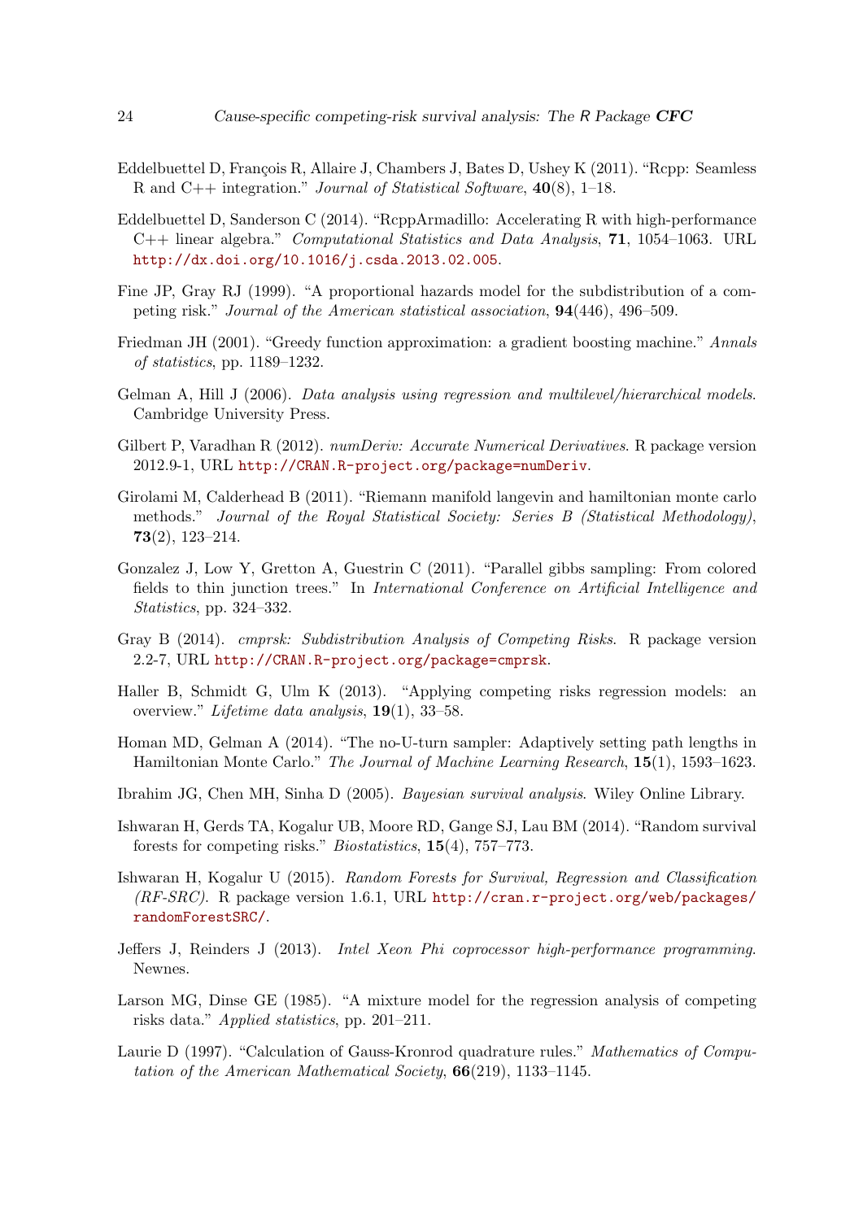Eddelbuettel D, François R, Allaire J, Chambers J, Bates D, Ushey K (2011). "Rcpp: Seamless R and C++ integration." *Journal of Statistical Software*, **40**(8), 1–18.

Eddelbuettel D, Sanderson C (2014). "RcppArmadillo: Accelerating R with high-performance C++ linear algebra." *Computational Statistics and Data Analysis*, **71**, 1054–1063. URL http://dx.doi.org/10.1016/j.csda.2013.02.005.

Fine JP, Gray RJ (1999). "A proportional hazards model for the subdistribution of a competing risk." *Journal of the American statistical association*, **94**(446), 496–509.

Friedman JH (2001). "Greedy function approximation: a gradient boosting machine." *Annals of statistics*, pp. 1189–1232.

Gelman A, Hill J (2006). *Data analysis using regression and multilevel/hierarchical models*. Cambridge University Press.

Gilbert P, Varadhan R (2012). *numDeriv: Accurate Numerical Derivatives*. R package version 2012.9-1, URL http://CRAN.R-project.org/package=numDeriv.

Girolami M, Calderhead B (2011). "Riemann manifold langevin and hamiltonian monte carlo methods." *Journal of the Royal Statistical Society: Series B (Statistical Methodology)*, **73**(2), 123–214.

Gonzalez J, Low Y, Gretton A, Guestrin C (2011). "Parallel gibbs sampling: From colored fields to thin junction trees." In *International Conference on Artificial Intelligence and Statistics*, pp. 324–332.

Gray B (2014). *cmprsk: Subdistribution Analysis of Competing Risks*. R package version 2.2-7, URL http://CRAN.R-project.org/package=cmprsk.

Haller B, Schmidt G, Ulm K (2013). "Applying competing risks regression models: an overview." *Lifetime data analysis*, **19**(1), 33–58.

Homan MD, Gelman A (2014). "The no-U-turn sampler: Adaptively setting path lengths in Hamiltonian Monte Carlo." *The Journal of Machine Learning Research*, **15**(1), 1593–1623.

Ibrahim JG, Chen MH, Sinha D (2005). *Bayesian survival analysis*. Wiley Online Library.

Ishwaran H, Gerds TA, Kogalur UB, Moore RD, Gange SJ, Lau BM (2014). "Random survival forests for competing risks." *Biostatistics*, **15**(4), 757–773.

Ishwaran H, Kogalur U (2015). *Random Forests for Survival, Regression and Classification (RF-SRC)*. R package version 1.6.1, URL http://cran.r-project.org/web/packages/randomForestSRC/.

Jeffers J, Reinders J (2013). *Intel Xeon Phi coprocessor high-performance programming*. Newnes.

Larson MG, Dinse GE (1985). "A mixture model for the regression analysis of competing risks data." *Applied statistics*, pp. 201–211.

Laurie D (1997). "Calculation of Gauss-Kronrod quadrature rules." *Mathematics of Computation of the American Mathematical Society*, **66**(219), 1133–1145.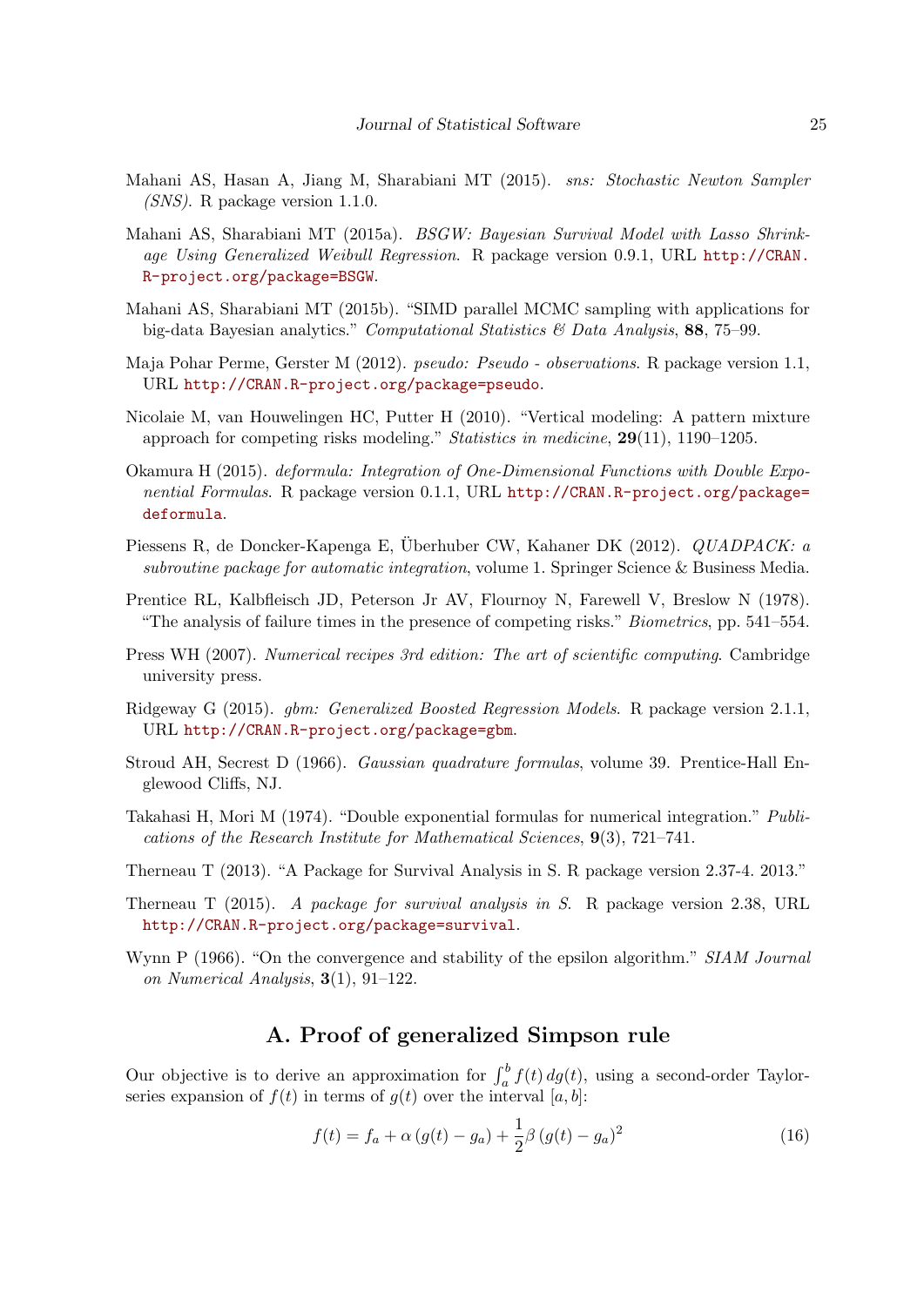Mahani AS, Hasan A, Jiang M, Sharabiani MT (2015). *sns: Stochastic Newton Sampler (SNS)*. R package version 1.1.0.

Mahani AS, Sharabiani MT (2015a). *BSGW: Bayesian Survival Model with Lasso Shrinkage Using Generalized Weibull Regression*. R package version 0.9.1, URL http://CRAN.R-project.org/package=BSGW.

Mahani AS, Sharabiani MT (2015b). "SIMD parallel MCMC sampling with applications for big-data Bayesian analytics." *Computational Statistics & Data Analysis*, **88**, 75–99.

Maja Pohar Perme, Gerster M (2012). *pseudo: Pseudo - observations*. R package version 1.1, URL http://CRAN.R-project.org/package=pseudo.

Nicolaie M, van Houwelingen HC, Putter H (2010). "Vertical modeling: A pattern mixture approach for competing risks modeling." *Statistics in medicine*, **29**(11), 1190–1205.

Okamura H (2015). *deformula: Integration of One-Dimensional Functions with Double Exponential Formulas*. R package version 0.1.1, URL http://CRAN.R-project.org/package=deformula.

Piessens R, de Doncker-Kapenga E, Überhuber CW, Kahaner DK (2012). *QUADPACK: a subroutine package for automatic integration*, volume 1. Springer Science & Business Media.

Prentice RL, Kalbfleisch JD, Peterson Jr AV, Flournoy N, Farewell V, Breslow N (1978). "The analysis of failure times in the presence of competing risks." *Biometrics*, pp. 541–554.

Press WH (2007). *Numerical recipes 3rd edition: The art of scientific computing*. Cambridge university press.

Ridgeway G (2015). *gbm: Generalized Boosted Regression Models*. R package version 2.1.1, URL http://CRAN.R-project.org/package=gbm.

Stroud AH, Secrest D (1966). *Gaussian quadrature formulas*, volume 39. Prentice-Hall Englewood Cliffs, NJ.

Takahasi H, Mori M (1974). "Double exponential formulas for numerical integration." *Publications of the Research Institute for Mathematical Sciences*, **9**(3), 721–741.

Therneau T (2013). "A Package for Survival Analysis in S. R package version 2.37-4. 2013."

Therneau T (2015). *A package for survival analysis in S*. R package version 2.38, URL http://CRAN.R-project.org/package=survival.

Wynn P (1966). "On the convergence and stability of the epsilon algorithm." *SIAM Journal on Numerical Analysis*, **3**(1), 91–122.

## A. Proof of generalized Simpson rule

Our objective is to derive an approximation for $\int_a^b f(t)\, dg(t)$, using a second-order Taylor-series expansion of $f(t)$ in terms of $g(t)$ over the interval $[a, b]$:

$$f(t) = f_a + \alpha \, (g(t) - g_a) + \frac{1}{2} \beta \, (g(t) - g_a)^2 \tag{16}$$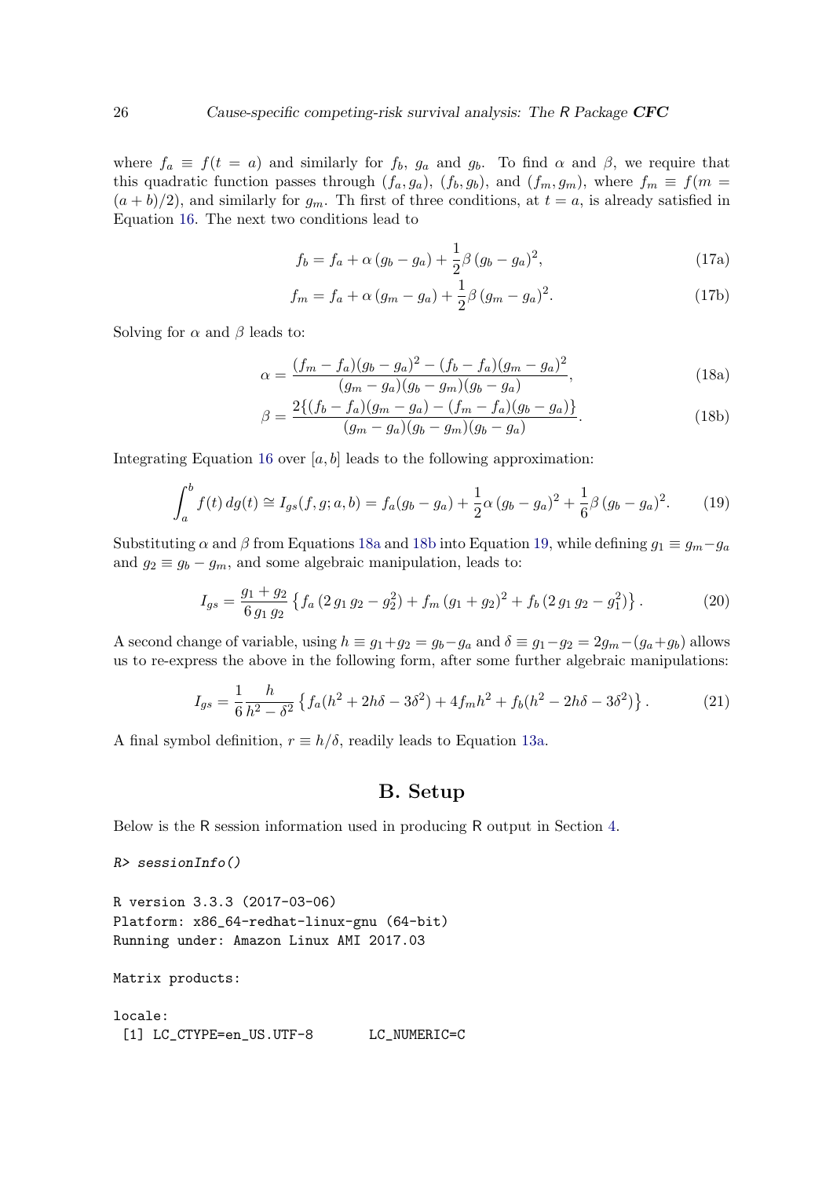where $f_a \equiv f(t = a)$ and similarly for $f_b$, $g_a$ and $g_b$. To find $\alpha$ and $\beta$, we require that this quadratic function passes through $(f_a, g_a)$, $(f_b, g_b)$, and $(f_m, g_m)$, where $f_m \equiv f(m = (a + b)/2)$, and similarly for $g_m$. Th first of three conditions, at $t = a$, is already satisfied in Equation 16. The next two conditions lead to

$$f_b = f_a + \alpha\,(g_b - g_a) + \frac{1}{2}\beta\,(g_b - g_a)^2, \tag{17a}$$

$$f_m = f_a + \alpha\,(g_m - g_a) + \frac{1}{2}\beta\,(g_m - g_a)^2. \tag{17b}$$

Solving for $\alpha$ and $\beta$ leads to:

$$\alpha = \frac{(f_m - f_a)(g_b - g_a)^2 - (f_b - f_a)(g_m - g_a)^2}{(g_m - g_a)(g_b - g_m)(g_b - g_a)}, \tag{18a}$$

$$\beta = \frac{2\{(f_b - f_a)(g_m - g_a) - (f_m - f_a)(g_b - g_a)\}}{(g_m - g_a)(g_b - g_m)(g_b - g_a)}. \tag{18b}$$

Integrating Equation 16 over $[a, b]$ leads to the following approximation:

$$\int_a^b f(t)\,dg(t) \cong I_{gs}(f, g; a, b) = f_a(g_b - g_a) + \frac{1}{2}\alpha\,(g_b - g_a)^2 + \frac{1}{6}\beta\,(g_b - g_a)^2. \tag{19}$$

Substituting $\alpha$ and $\beta$ from Equations 18a and 18b into Equation 19, while defining $g_1 \equiv g_m - g_a$ and $g_2 \equiv g_b - g_m$, and some algebraic manipulation, leads to:

$$I_{gs} = \frac{g_1 + g_2}{6\,g_1\,g_2}\left\{f_a\,(2\,g_1\,g_2 - g_2^2) + f_m\,(g_1 + g_2)^2 + f_b\,(2\,g_1\,g_2 - g_1^2)\right\}. \tag{20}$$

A second change of variable, using $h \equiv g_1 + g_2 = g_b - g_a$ and $\delta \equiv g_1 - g_2 = 2g_m - (g_a + g_b)$ allows us to re-express the above in the following form, after some further algebraic manipulations:

$$I_{gs} = \frac{1}{6}\frac{h}{h^2 - \delta^2}\left\{f_a(h^2 + 2h\delta - 3\delta^2) + 4f_m h^2 + f_b(h^2 - 2h\delta - 3\delta^2)\right\}. \tag{21}$$

A final symbol definition, $r \equiv h/\delta$, readily leads to Equation 13a.

# B. Setup

Below is the R session information used in producing R output in Section 4.

```
R> sessionInfo()

R version 3.3.3 (2017-03-06)
Platform: x86_64-redhat-linux-gnu (64-bit)
Running under: Amazon Linux AMI 2017.03

Matrix products:

locale:
 [1] LC_CTYPE=en_US.UTF-8       LC_NUMERIC=C
```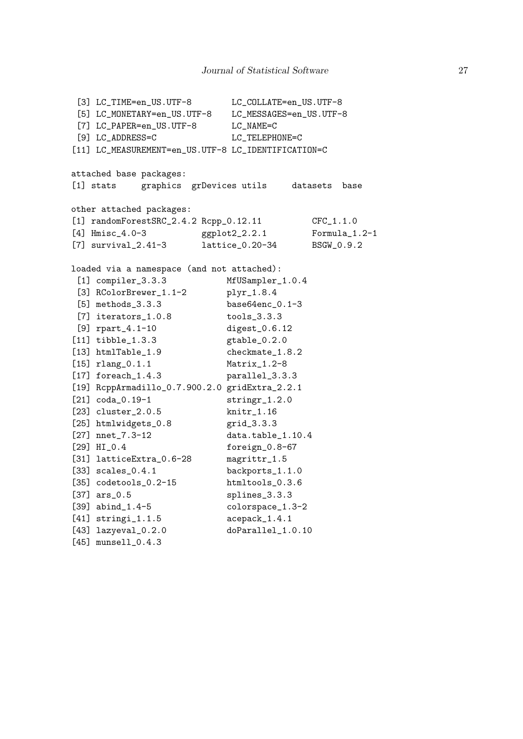```
 [3] LC_TIME=en_US.UTF-8        LC_COLLATE=en_US.UTF-8
 [5] LC_MONETARY=en_US.UTF-8    LC_MESSAGES=en_US.UTF-8
 [7] LC_PAPER=en_US.UTF-8       LC_NAME=C
 [9] LC_ADDRESS=C               LC_TELEPHONE=C
[11] LC_MEASUREMENT=en_US.UTF-8 LC_IDENTIFICATION=C

attached base packages:
[1] stats     graphics  grDevices utils     datasets  base

other attached packages:
[1] randomForestSRC_2.4.2 Rcpp_0.12.11          CFC_1.1.0
[4] Hmisc_4.0-3           ggplot2_2.2.1         Formula_1.2-1
[7] survival_2.41-3       lattice_0.20-34       BSGW_0.9.2

loaded via a namespace (and not attached):
 [1] compiler_3.3.3            MfUSampler_1.0.4
 [3] RColorBrewer_1.1-2        plyr_1.8.4
 [5] methods_3.3.3             base64enc_0.1-3
 [7] iterators_1.0.8           tools_3.3.3
 [9] rpart_4.1-10              digest_0.6.12
[11] tibble_1.3.3              gtable_0.2.0
[13] htmlTable_1.9             checkmate_1.8.2
[15] rlang_0.1.1               Matrix_1.2-8
[17] foreach_1.4.3             parallel_3.3.3
[19] RcppArmadillo_0.7.900.2.0 gridExtra_2.2.1
[21] coda_0.19-1               stringr_1.2.0
[23] cluster_2.0.5             knitr_1.16
[25] htmlwidgets_0.8           grid_3.3.3
[27] nnet_7.3-12               data.table_1.10.4
[29] HI_0.4                    foreign_0.8-67
[31] latticeExtra_0.6-28       magrittr_1.5
[33] scales_0.4.1              backports_1.1.0
[35] codetools_0.2-15          htmltools_0.3.6
[37] ars_0.5                   splines_3.3.3
[39] abind_1.4-5               colorspace_1.3-2
[41] stringi_1.1.5             acepack_1.4.1
[43] lazyeval_0.2.0            doParallel_1.0.10
[45] munsell_0.4.3
```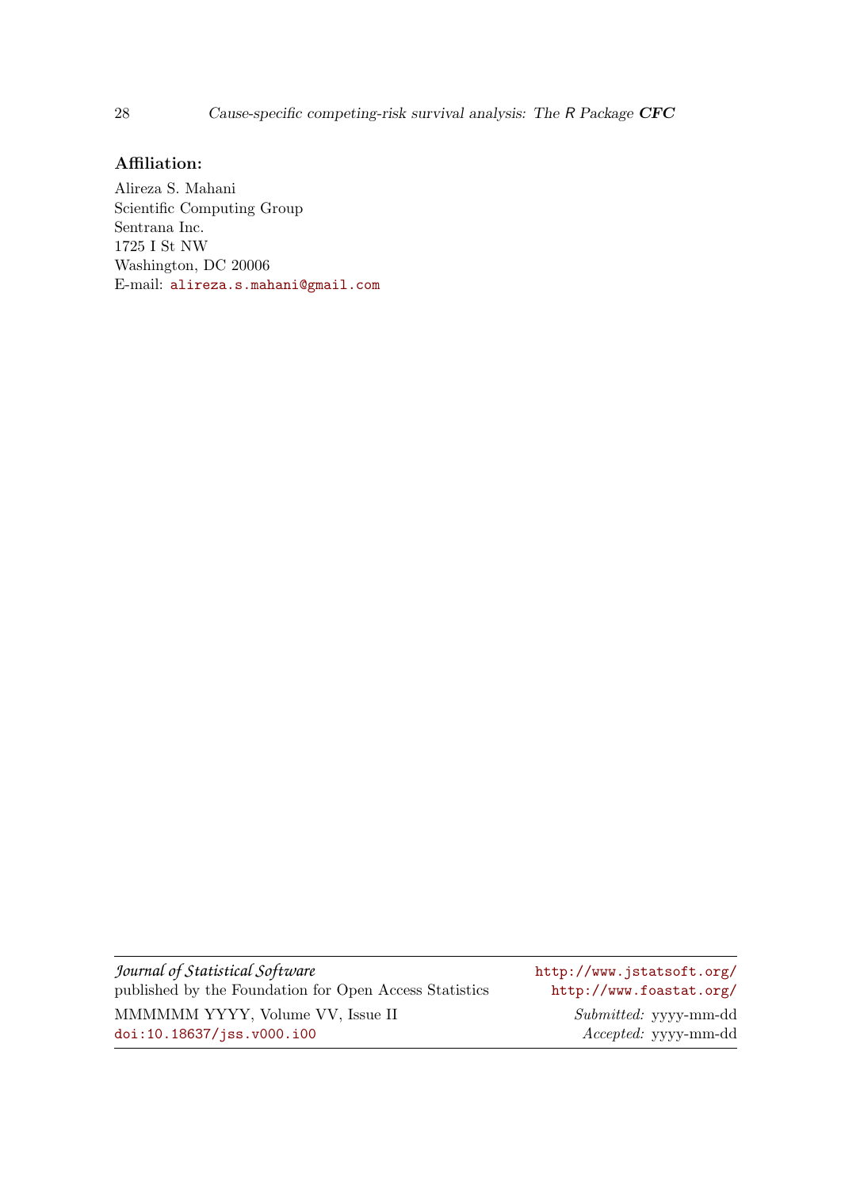**Affiliation:**

Alireza S. Mahani
Scientific Computing Group
Sentrana Inc.
1725 I St NW
Washington, DC 20006
E-mail: alireza.s.mahani@gmail.com